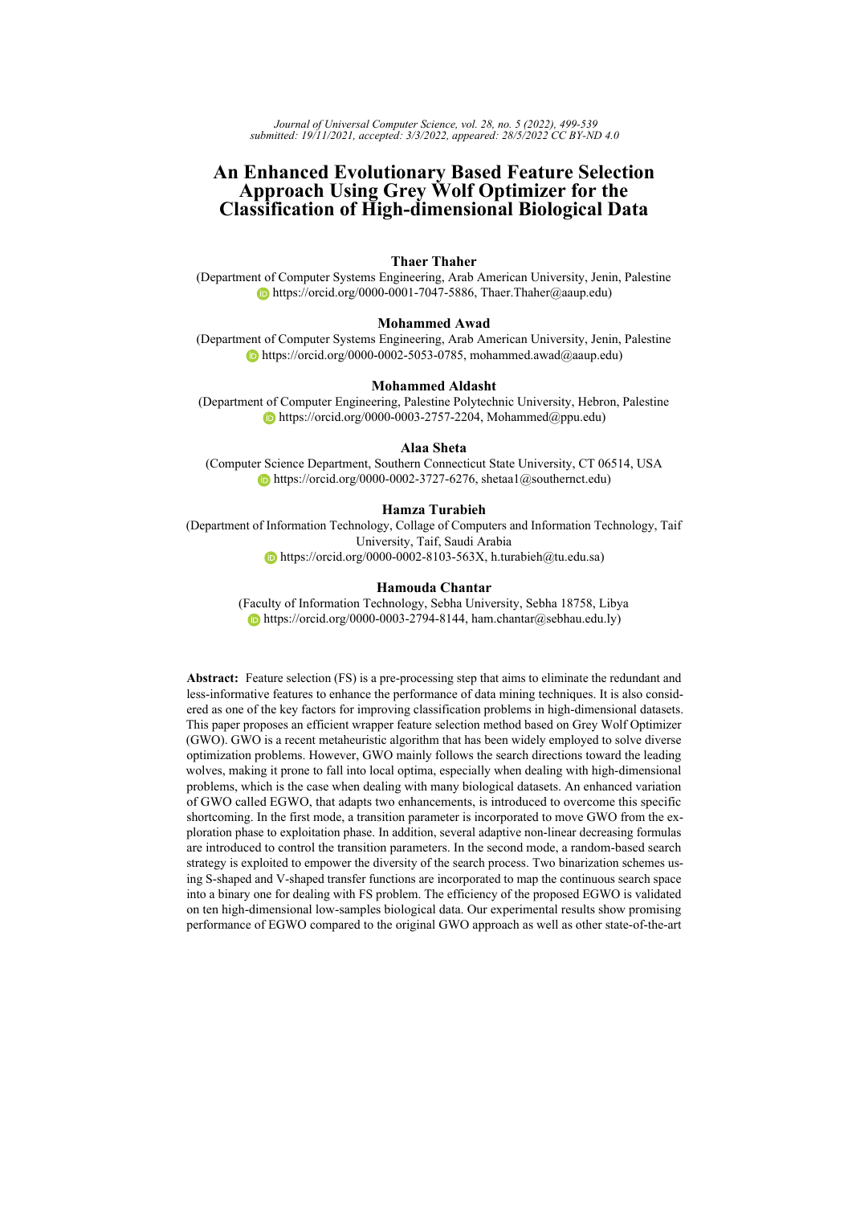*Journal of Universal Computer Science, vol. 28, no. 5 (2022), 499-539*
*submitted: 19/11/2021, accepted: 3/3/2022, appeared: 28/5/2022 CC BY-ND 4.0*

# An Enhanced Evolutionary Based Feature Selection Approach Using Grey Wolf Optimizer for the Classification of High-dimensional Biological Data

**Thaer Thaher**
(Department of Computer Systems Engineering, Arab American University, Jenin, Palestine
https://orcid.org/0000-0001-7047-5886, Thaer.Thaher@aaup.edu)

**Mohammed Awad**
(Department of Computer Systems Engineering, Arab American University, Jenin, Palestine
https://orcid.org/0000-0002-5053-0785, mohammed.awad@aaup.edu)

**Mohammed Aldasht**
(Department of Computer Engineering, Palestine Polytechnic University, Hebron, Palestine
https://orcid.org/0000-0003-2757-2204, Mohammed@ppu.edu)

**Alaa Sheta**
(Computer Science Department, Southern Connecticut State University, CT 06514, USA
https://orcid.org/0000-0002-3727-6276, shetaa1@southernct.edu)

**Hamza Turabieh**
(Department of Information Technology, Collage of Computers and Information Technology, Taif University, Taif, Saudi Arabia
https://orcid.org/0000-0002-8103-563X, h.turabieh@tu.edu.sa)

**Hamouda Chantar**
(Faculty of Information Technology, Sebha University, Sebha 18758, Libya
https://orcid.org/0000-0003-2794-8144, ham.chantar@sebhau.edu.ly)

**Abstract:** Feature selection (FS) is a pre-processing step that aims to eliminate the redundant and less-informative features to enhance the performance of data mining techniques. It is also considered as one of the key factors for improving classification problems in high-dimensional datasets. This paper proposes an efficient wrapper feature selection method based on Grey Wolf Optimizer (GWO). GWO is a recent metaheuristic algorithm that has been widely employed to solve diverse optimization problems. However, GWO mainly follows the search directions toward the leading wolves, making it prone to fall into local optima, especially when dealing with high-dimensional problems, which is the case when dealing with many biological datasets. An enhanced variation of GWO called EGWO, that adapts two enhancements, is introduced to overcome this specific shortcoming. In the first mode, a transition parameter is incorporated to move GWO from the exploration phase to exploitation phase. In addition, several adaptive non-linear decreasing formulas are introduced to control the transition parameters. In the second mode, a random-based search strategy is exploited to empower the diversity of the search process. Two binarization schemes using S-shaped and V-shaped transfer functions are incorporated to map the continuous search space into a binary one for dealing with FS problem. The efficiency of the proposed EGWO is validated on ten high-dimensional low-samples biological data. Our experimental results show promising performance of EGWO compared to the original GWO approach as well as other state-of-the-art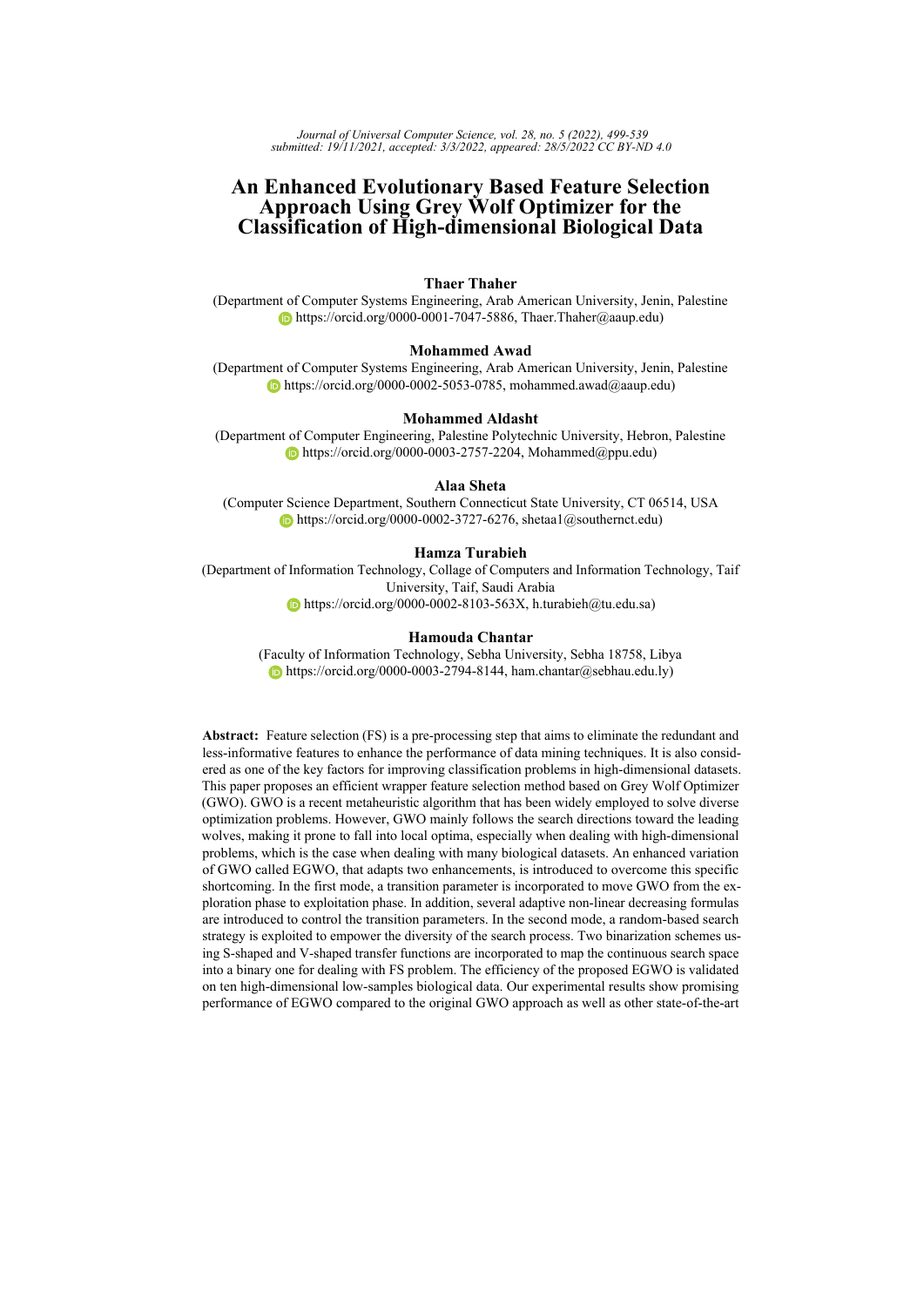# An Enhanced Evolutionary Based Feature Selection Approach Using Grey Wolf Optimizer for the Classification of High-dimensional Biological Data

**Thaer Thaher**
(Department of Computer Systems Engineering, Arab American University, Jenin, Palestine
https://orcid.org/0000-0001-7047-5886, Thaer.Thaher@aaup.edu)

**Mohammed Awad**
(Department of Computer Systems Engineering, Arab American University, Jenin, Palestine
https://orcid.org/0000-0002-5053-0785, mohammed.awad@aaup.edu)

**Mohammed Aldasht**
(Department of Computer Engineering, Palestine Polytechnic University, Hebron, Palestine
https://orcid.org/0000-0003-2757-2204, Mohammed@ppu.edu)

**Alaa Sheta**
(Computer Science Department, Southern Connecticut State University, CT 06514, USA
https://orcid.org/0000-0002-3727-6276, shetaa1@southernct.edu)

**Hamza Turabieh**
(Department of Information Technology, Collage of Computers and Information Technology, Taif University, Taif, Saudi Arabia
https://orcid.org/0000-0002-8103-563X, h.turabieh@tu.edu.sa)

**Hamouda Chantar**
(Faculty of Information Technology, Sebha University, Sebha 18758, Libya
https://orcid.org/0000-0003-2794-8144, ham.chantar@sebhau.edu.ly)

**Abstract:** Feature selection (FS) is a pre-processing step that aims to eliminate the redundant and less-informative features to enhance the performance of data mining techniques. It is also considered as one of the key factors for improving classification problems in high-dimensional datasets. This paper proposes an efficient wrapper feature selection method based on Grey Wolf Optimizer (GWO). GWO is a recent metaheuristic algorithm that has been widely employed to solve diverse optimization problems. However, GWO mainly follows the search directions toward the leading wolves, making it prone to fall into local optima, especially when dealing with high-dimensional problems, which is the case when dealing with many biological datasets. An enhanced variation of GWO called EGWO, that adapts two enhancements, is introduced to overcome this specific shortcoming. In the first mode, a transition parameter is incorporated to move GWO from the exploration phase to exploitation phase. In addition, several adaptive non-linear decreasing formulas are introduced to control the transition parameters. In the second mode, a random-based search strategy is exploited to empower the diversity of the search process. Two binarization schemes using S-shaped and V-shaped transfer functions are incorporated to map the continuous search space into a binary one for dealing with FS problem. The efficiency of the proposed EGWO is validated on ten high-dimensional low-samples biological data. Our experimental results show promising performance of EGWO compared to the original GWO approach as well as other state-of-the-art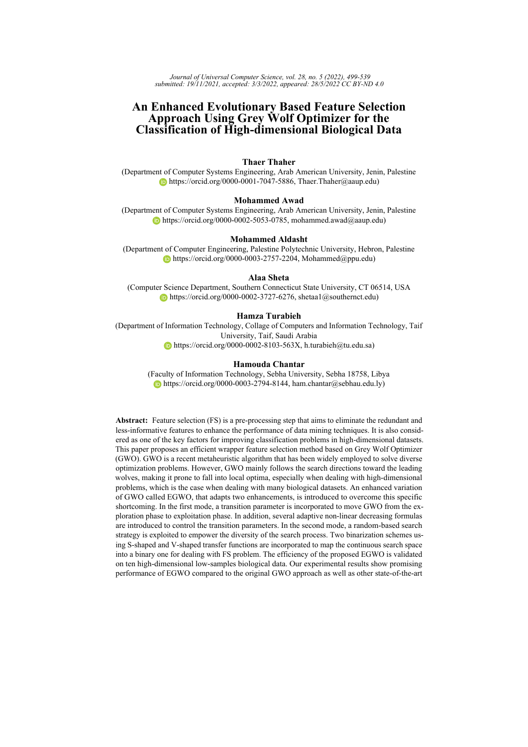# An Enhanced Evolutionary Based Feature Selection Approach Using Grey Wolf Optimizer for the Classification of High-dimensional Biological Data

**Thaer Thaher**
(Department of Computer Systems Engineering, Arab American University, Jenin, Palestine
https://orcid.org/0000-0001-7047-5886, Thaer.Thaher@aaup.edu)

**Mohammed Awad**
(Department of Computer Systems Engineering, Arab American University, Jenin, Palestine
https://orcid.org/0000-0002-5053-0785, mohammed.awad@aaup.edu)

**Mohammed Aldasht**
(Department of Computer Engineering, Palestine Polytechnic University, Hebron, Palestine
https://orcid.org/0000-0003-2757-2204, Mohammed@ppu.edu)

**Alaa Sheta**
(Computer Science Department, Southern Connecticut State University, CT 06514, USA
https://orcid.org/0000-0002-3727-6276, shetaa1@southernct.edu)

**Hamza Turabieh**
(Department of Information Technology, Collage of Computers and Information Technology, Taif University, Taif, Saudi Arabia
https://orcid.org/0000-0002-8103-563X, h.turabieh@tu.edu.sa)

**Hamouda Chantar**
(Faculty of Information Technology, Sebha University, Sebha 18758, Libya
https://orcid.org/0000-0003-2794-8144, ham.chantar@sebhau.edu.ly)

**Abstract:** Feature selection (FS) is a pre-processing step that aims to eliminate the redundant and less-informative features to enhance the performance of data mining techniques. It is also considered as one of the key factors for improving classification problems in high-dimensional datasets. This paper proposes an efficient wrapper feature selection method based on Grey Wolf Optimizer (GWO). GWO is a recent metaheuristic algorithm that has been widely employed to solve diverse optimization problems. However, GWO mainly follows the search directions toward the leading wolves, making it prone to fall into local optima, especially when dealing with high-dimensional problems, which is the case when dealing with many biological datasets. An enhanced variation of GWO called EGWO, that adapts two enhancements, is introduced to overcome this specific shortcoming. In the first mode, a transition parameter is incorporated to move GWO from the exploration phase to exploitation phase. In addition, several adaptive non-linear decreasing formulas are introduced to control the transition parameters. In the second mode, a random-based search strategy is exploited to empower the diversity of the search process. Two binarization schemes using S-shaped and V-shaped transfer functions are incorporated to map the continuous search space into a binary one for dealing with FS problem. The efficiency of the proposed EGWO is validated on ten high-dimensional low-samples biological data. Our experimental results show promising performance of EGWO compared to the original GWO approach as well as other state-of-the-art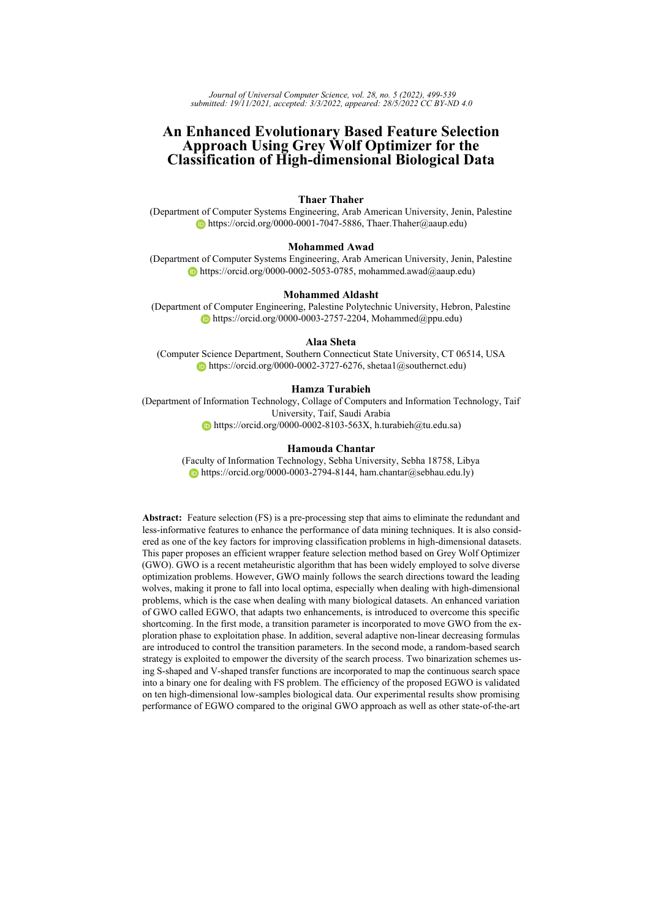# An Enhanced Evolutionary Based Feature Selection Approach Using Grey Wolf Optimizer for the Classification of High-dimensional Biological Data

**Thaer Thaher**

(Department of Computer Systems Engineering, Arab American University, Jenin, Palestine
https://orcid.org/0000-0001-7047-5886, Thaer.Thaher@aaup.edu)

**Mohammed Awad**

(Department of Computer Systems Engineering, Arab American University, Jenin, Palestine
https://orcid.org/0000-0002-5053-0785, mohammed.awad@aaup.edu)

**Mohammed Aldasht**

(Department of Computer Engineering, Palestine Polytechnic University, Hebron, Palestine
https://orcid.org/0000-0003-2757-2204, Mohammed@ppu.edu)

**Alaa Sheta**

(Computer Science Department, Southern Connecticut State University, CT 06514, USA
https://orcid.org/0000-0002-3727-6276, shetaa1@southernct.edu)

**Hamza Turabieh**

(Department of Information Technology, Collage of Computers and Information Technology, Taif University, Taif, Saudi Arabia
https://orcid.org/0000-0002-8103-563X, h.turabieh@tu.edu.sa)

**Hamouda Chantar**

(Faculty of Information Technology, Sebha University, Sebha 18758, Libya
https://orcid.org/0000-0003-2794-8144, ham.chantar@sebhau.edu.ly)

**Abstract:** Feature selection (FS) is a pre-processing step that aims to eliminate the redundant and less-informative features to enhance the performance of data mining techniques. It is also considered as one of the key factors for improving classification problems in high-dimensional datasets. This paper proposes an efficient wrapper feature selection method based on Grey Wolf Optimizer (GWO). GWO is a recent metaheuristic algorithm that has been widely employed to solve diverse optimization problems. However, GWO mainly follows the search directions toward the leading wolves, making it prone to fall into local optima, especially when dealing with high-dimensional problems, which is the case when dealing with many biological datasets. An enhanced variation of GWO called EGWO, that adapts two enhancements, is introduced to overcome this specific shortcoming. In the first mode, a transition parameter is incorporated to move GWO from the exploration phase to exploitation phase. In addition, several adaptive non-linear decreasing formulas are introduced to control the transition parameters. In the second mode, a random-based search strategy is exploited to empower the diversity of the search process. Two binarization schemes using S-shaped and V-shaped transfer functions are incorporated to map the continuous search space into a binary one for dealing with FS problem. The efficiency of the proposed EGWO is validated on ten high-dimensional low-samples biological data. Our experimental results show promising performance of EGWO compared to the original GWO approach as well as other state-of-the-art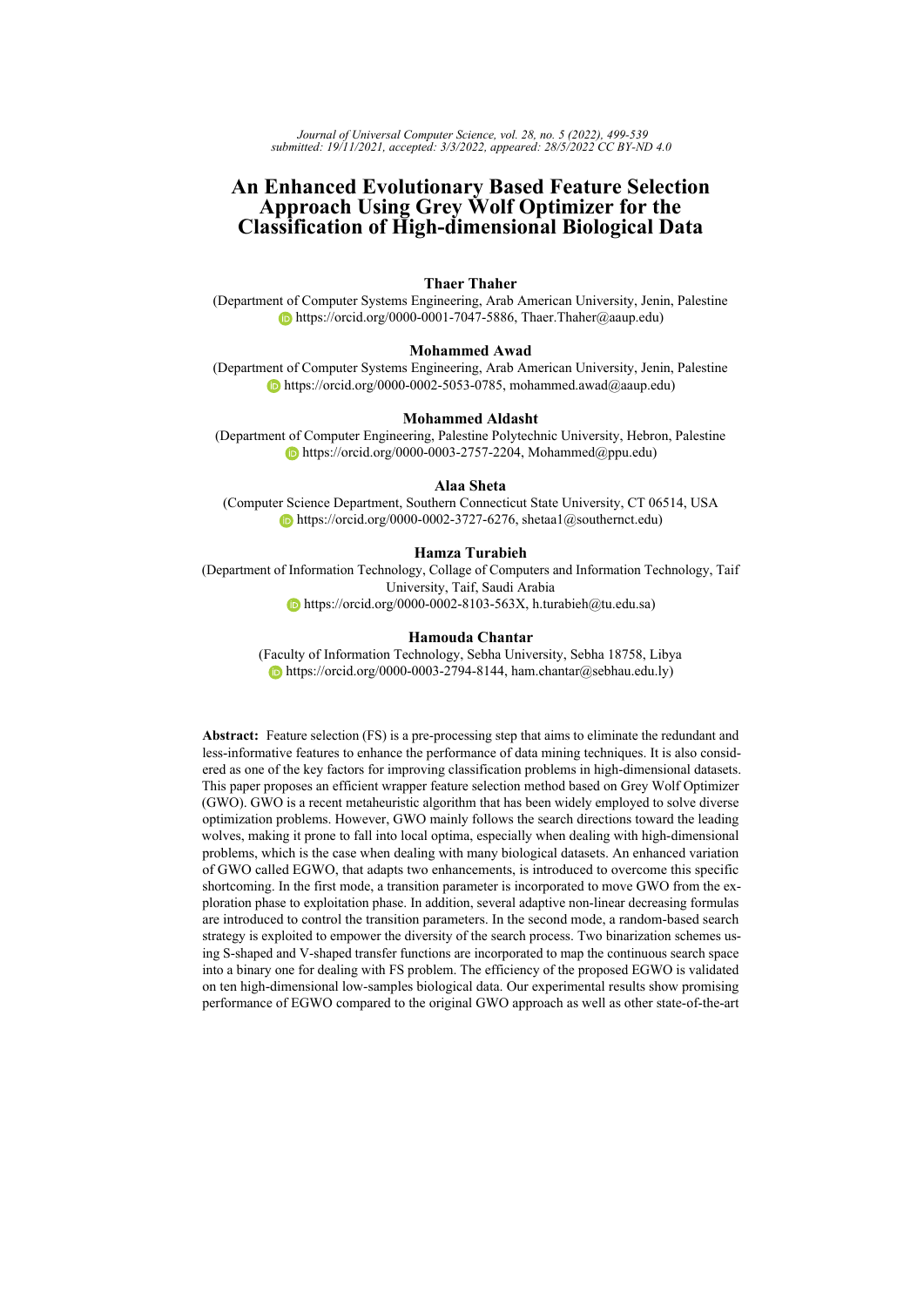# An Enhanced Evolutionary Based Feature Selection Approach Using Grey Wolf Optimizer for the Classification of High-dimensional Biological Data

**Thaer Thaher**
(Department of Computer Systems Engineering, Arab American University, Jenin, Palestine
https://orcid.org/0000-0001-7047-5886, Thaer.Thaher@aaup.edu)

**Mohammed Awad**
(Department of Computer Systems Engineering, Arab American University, Jenin, Palestine
https://orcid.org/0000-0002-5053-0785, mohammed.awad@aaup.edu)

**Mohammed Aldasht**
(Department of Computer Engineering, Palestine Polytechnic University, Hebron, Palestine
https://orcid.org/0000-0003-2757-2204, Mohammed@ppu.edu)

**Alaa Sheta**
(Computer Science Department, Southern Connecticut State University, CT 06514, USA
https://orcid.org/0000-0002-3727-6276, shetaa1@southernct.edu)

**Hamza Turabieh**
(Department of Information Technology, Collage of Computers and Information Technology, Taif University, Taif, Saudi Arabia
https://orcid.org/0000-0002-8103-563X, h.turabieh@tu.edu.sa)

**Hamouda Chantar**
(Faculty of Information Technology, Sebha University, Sebha 18758, Libya
https://orcid.org/0000-0003-2794-8144, ham.chantar@sebhau.edu.ly)

**Abstract:** Feature selection (FS) is a pre-processing step that aims to eliminate the redundant and less-informative features to enhance the performance of data mining techniques. It is also considered as one of the key factors for improving classification problems in high-dimensional datasets. This paper proposes an efficient wrapper feature selection method based on Grey Wolf Optimizer (GWO). GWO is a recent metaheuristic algorithm that has been widely employed to solve diverse optimization problems. However, GWO mainly follows the search directions toward the leading wolves, making it prone to fall into local optima, especially when dealing with high-dimensional problems, which is the case when dealing with many biological datasets. An enhanced variation of GWO called EGWO, that adapts two enhancements, is introduced to overcome this specific shortcoming. In the first mode, a transition parameter is incorporated to move GWO from the exploration phase to exploitation phase. In addition, several adaptive non-linear decreasing formulas are introduced to control the transition parameters. In the second mode, a random-based search strategy is exploited to empower the diversity of the search process. Two binarization schemes using S-shaped and V-shaped transfer functions are incorporated to map the continuous search space into a binary one for dealing with FS problem. The efficiency of the proposed EGWO is validated on ten high-dimensional low-samples biological data. Our experimental results show promising performance of EGWO compared to the original GWO approach as well as other state-of-the-art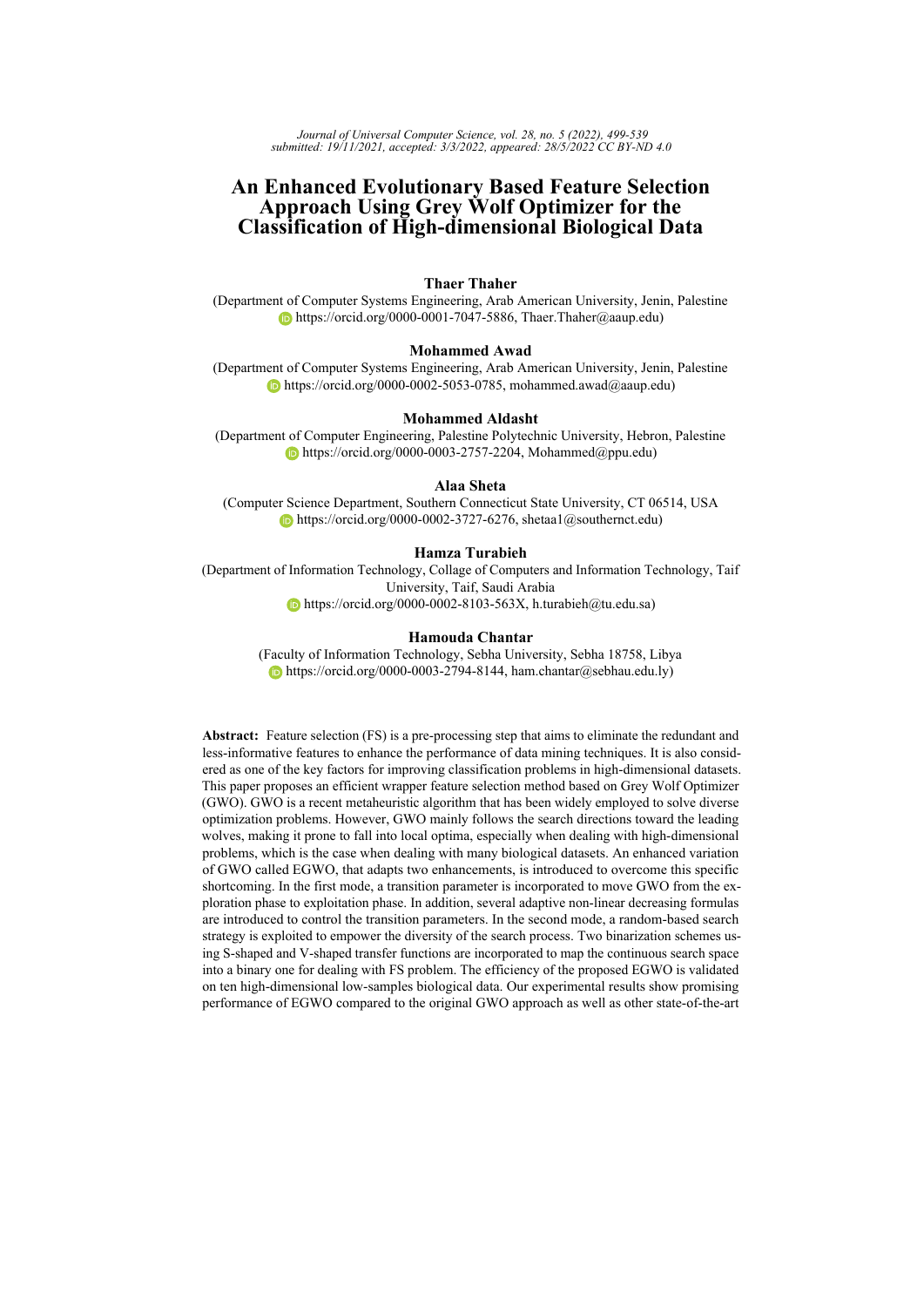# An Enhanced Evolutionary Based Feature Selection Approach Using Grey Wolf Optimizer for the Classification of High-dimensional Biological Data

**Thaer Thaher**
(Department of Computer Systems Engineering, Arab American University, Jenin, Palestine
https://orcid.org/0000-0001-7047-5886, Thaer.Thaher@aaup.edu)

**Mohammed Awad**
(Department of Computer Systems Engineering, Arab American University, Jenin, Palestine
https://orcid.org/0000-0002-5053-0785, mohammed.awad@aaup.edu)

**Mohammed Aldasht**
(Department of Computer Engineering, Palestine Polytechnic University, Hebron, Palestine
https://orcid.org/0000-0003-2757-2204, Mohammed@ppu.edu)

**Alaa Sheta**
(Computer Science Department, Southern Connecticut State University, CT 06514, USA
https://orcid.org/0000-0002-3727-6276, shetaa1@southernct.edu)

**Hamza Turabieh**
(Department of Information Technology, Collage of Computers and Information Technology, Taif University, Taif, Saudi Arabia
https://orcid.org/0000-0002-8103-563X, h.turabieh@tu.edu.sa)

**Hamouda Chantar**
(Faculty of Information Technology, Sebha University, Sebha 18758, Libya
https://orcid.org/0000-0003-2794-8144, ham.chantar@sebhau.edu.ly)

**Abstract:** Feature selection (FS) is a pre-processing step that aims to eliminate the redundant and less-informative features to enhance the performance of data mining techniques. It is also considered as one of the key factors for improving classification problems in high-dimensional datasets. This paper proposes an efficient wrapper feature selection method based on Grey Wolf Optimizer (GWO). GWO is a recent metaheuristic algorithm that has been widely employed to solve diverse optimization problems. However, GWO mainly follows the search directions toward the leading wolves, making it prone to fall into local optima, especially when dealing with high-dimensional problems, which is the case when dealing with many biological datasets. An enhanced variation of GWO called EGWO, that adapts two enhancements, is introduced to overcome this specific shortcoming. In the first mode, a transition parameter is incorporated to move GWO from the exploration phase to exploitation phase. In addition, several adaptive non-linear decreasing formulas are introduced to control the transition parameters. In the second mode, a random-based search strategy is exploited to empower the diversity of the search process. Two binarization schemes using S-shaped and V-shaped transfer functions are incorporated to map the continuous search space into a binary one for dealing with FS problem. The efficiency of the proposed EGWO is validated on ten high-dimensional low-samples biological data. Our experimental results show promising performance of EGWO compared to the original GWO approach as well as other state-of-the-art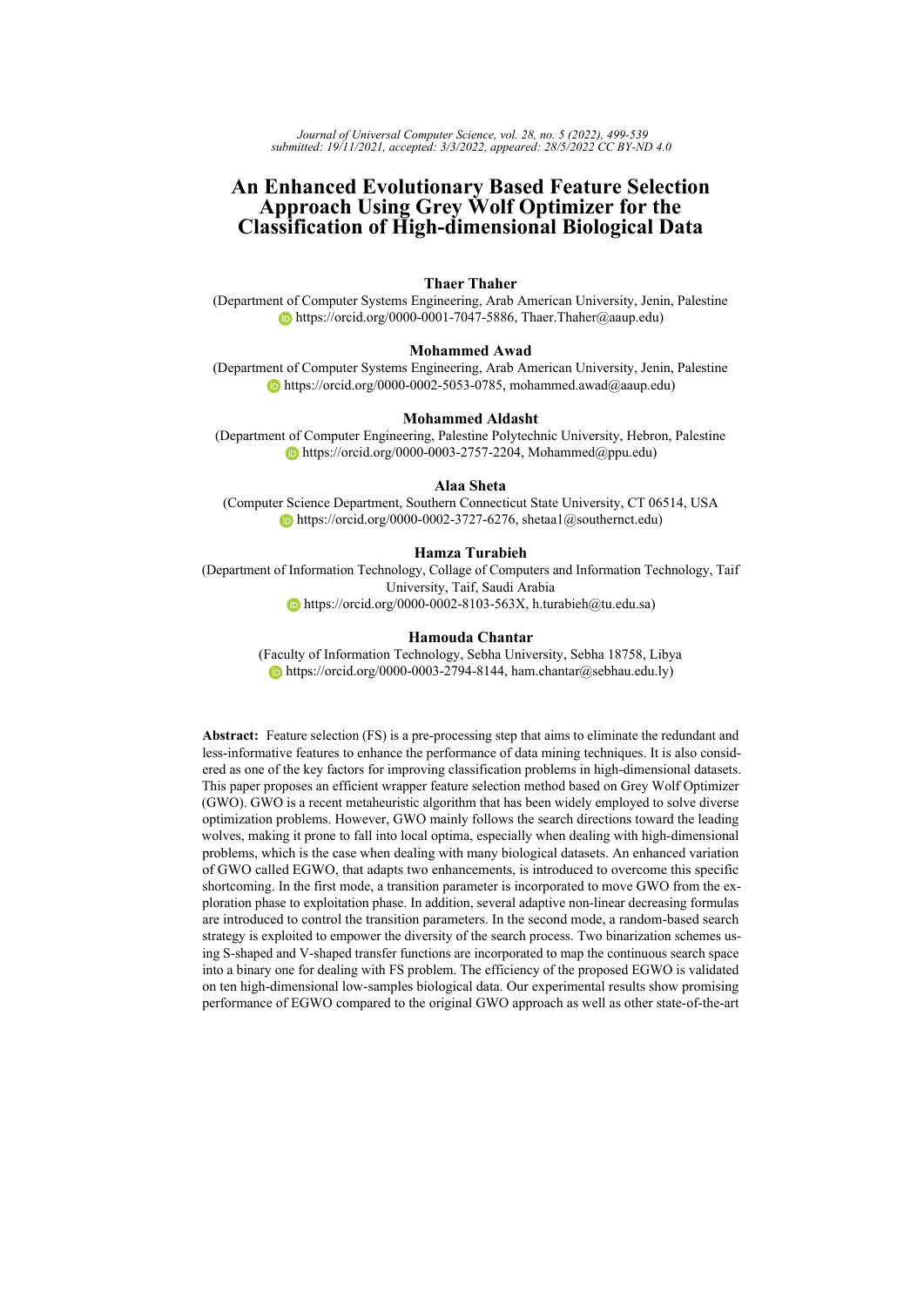# An Enhanced Evolutionary Based Feature Selection Approach Using Grey Wolf Optimizer for the Classification of High-dimensional Biological Data

**Thaer Thaher**
(Department of Computer Systems Engineering, Arab American University, Jenin, Palestine
https://orcid.org/0000-0001-7047-5886, Thaer.Thaher@aaup.edu)

**Mohammed Awad**
(Department of Computer Systems Engineering, Arab American University, Jenin, Palestine
https://orcid.org/0000-0002-5053-0785, mohammed.awad@aaup.edu)

**Mohammed Aldasht**
(Department of Computer Engineering, Palestine Polytechnic University, Hebron, Palestine
https://orcid.org/0000-0003-2757-2204, Mohammed@ppu.edu)

**Alaa Sheta**
(Computer Science Department, Southern Connecticut State University, CT 06514, USA
https://orcid.org/0000-0002-3727-6276, shetaa1@southernct.edu)

**Hamza Turabieh**
(Department of Information Technology, Collage of Computers and Information Technology, Taif University, Taif, Saudi Arabia
https://orcid.org/0000-0002-8103-563X, h.turabieh@tu.edu.sa)

**Hamouda Chantar**
(Faculty of Information Technology, Sebha University, Sebha 18758, Libya
https://orcid.org/0000-0003-2794-8144, ham.chantar@sebhau.edu.ly)

**Abstract:** Feature selection (FS) is a pre-processing step that aims to eliminate the redundant and less-informative features to enhance the performance of data mining techniques. It is also considered as one of the key factors for improving classification problems in high-dimensional datasets. This paper proposes an efficient wrapper feature selection method based on Grey Wolf Optimizer (GWO). GWO is a recent metaheuristic algorithm that has been widely employed to solve diverse optimization problems. However, GWO mainly follows the search directions toward the leading wolves, making it prone to fall into local optima, especially when dealing with high-dimensional problems, which is the case when dealing with many biological datasets. An enhanced variation of GWO called EGWO, that adapts two enhancements, is introduced to overcome this specific shortcoming. In the first mode, a transition parameter is incorporated to move GWO from the exploration phase to exploitation phase. In addition, several adaptive non-linear decreasing formulas are introduced to control the transition parameters. In the second mode, a random-based search strategy is exploited to empower the diversity of the search process. Two binarization schemes using S-shaped and V-shaped transfer functions are incorporated to map the continuous search space into a binary one for dealing with FS problem. The efficiency of the proposed EGWO is validated on ten high-dimensional low-samples biological data. Our experimental results show promising performance of EGWO compared to the original GWO approach as well as other state-of-the-art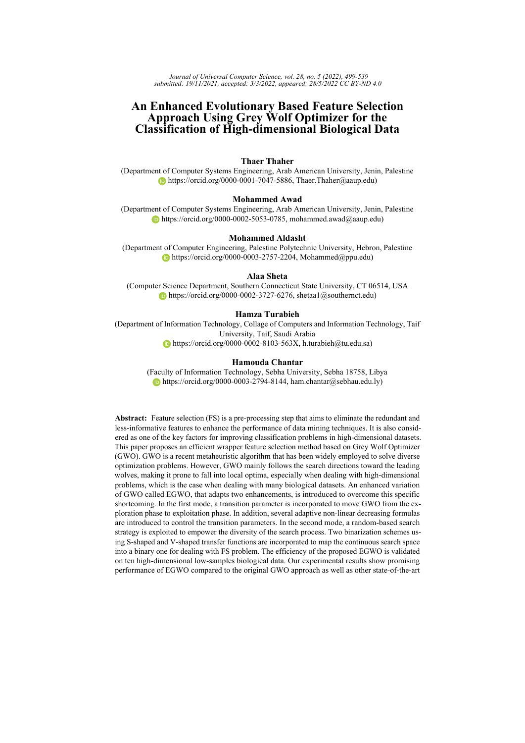# An Enhanced Evolutionary Based Feature Selection Approach Using Grey Wolf Optimizer for the Classification of High-dimensional Biological Data

**Thaer Thaher**
(Department of Computer Systems Engineering, Arab American University, Jenin, Palestine
https://orcid.org/0000-0001-7047-5886, Thaer.Thaher@aaup.edu)

**Mohammed Awad**
(Department of Computer Systems Engineering, Arab American University, Jenin, Palestine
https://orcid.org/0000-0002-5053-0785, mohammed.awad@aaup.edu)

**Mohammed Aldasht**
(Department of Computer Engineering, Palestine Polytechnic University, Hebron, Palestine
https://orcid.org/0000-0003-2757-2204, Mohammed@ppu.edu)

**Alaa Sheta**
(Computer Science Department, Southern Connecticut State University, CT 06514, USA
https://orcid.org/0000-0002-3727-6276, shetaa1@southernct.edu)

**Hamza Turabieh**
(Department of Information Technology, Collage of Computers and Information Technology, Taif University, Taif, Saudi Arabia
https://orcid.org/0000-0002-8103-563X, h.turabieh@tu.edu.sa)

**Hamouda Chantar**
(Faculty of Information Technology, Sebha University, Sebha 18758, Libya
https://orcid.org/0000-0003-2794-8144, ham.chantar@sebhau.edu.ly)

**Abstract:** Feature selection (FS) is a pre-processing step that aims to eliminate the redundant and less-informative features to enhance the performance of data mining techniques. It is also considered as one of the key factors for improving classification problems in high-dimensional datasets. This paper proposes an efficient wrapper feature selection method based on Grey Wolf Optimizer (GWO). GWO is a recent metaheuristic algorithm that has been widely employed to solve diverse optimization problems. However, GWO mainly follows the search directions toward the leading wolves, making it prone to fall into local optima, especially when dealing with high-dimensional problems, which is the case when dealing with many biological datasets. An enhanced variation of GWO called EGWO, that adapts two enhancements, is introduced to overcome this specific shortcoming. In the first mode, a transition parameter is incorporated to move GWO from the exploration phase to exploitation phase. In addition, several adaptive non-linear decreasing formulas are introduced to control the transition parameters. In the second mode, a random-based search strategy is exploited to empower the diversity of the search process. Two binarization schemes using S-shaped and V-shaped transfer functions are incorporated to map the continuous search space into a binary one for dealing with FS problem. The efficiency of the proposed EGWO is validated on ten high-dimensional low-samples biological data. Our experimental results show promising performance of EGWO compared to the original GWO approach as well as other state-of-the-art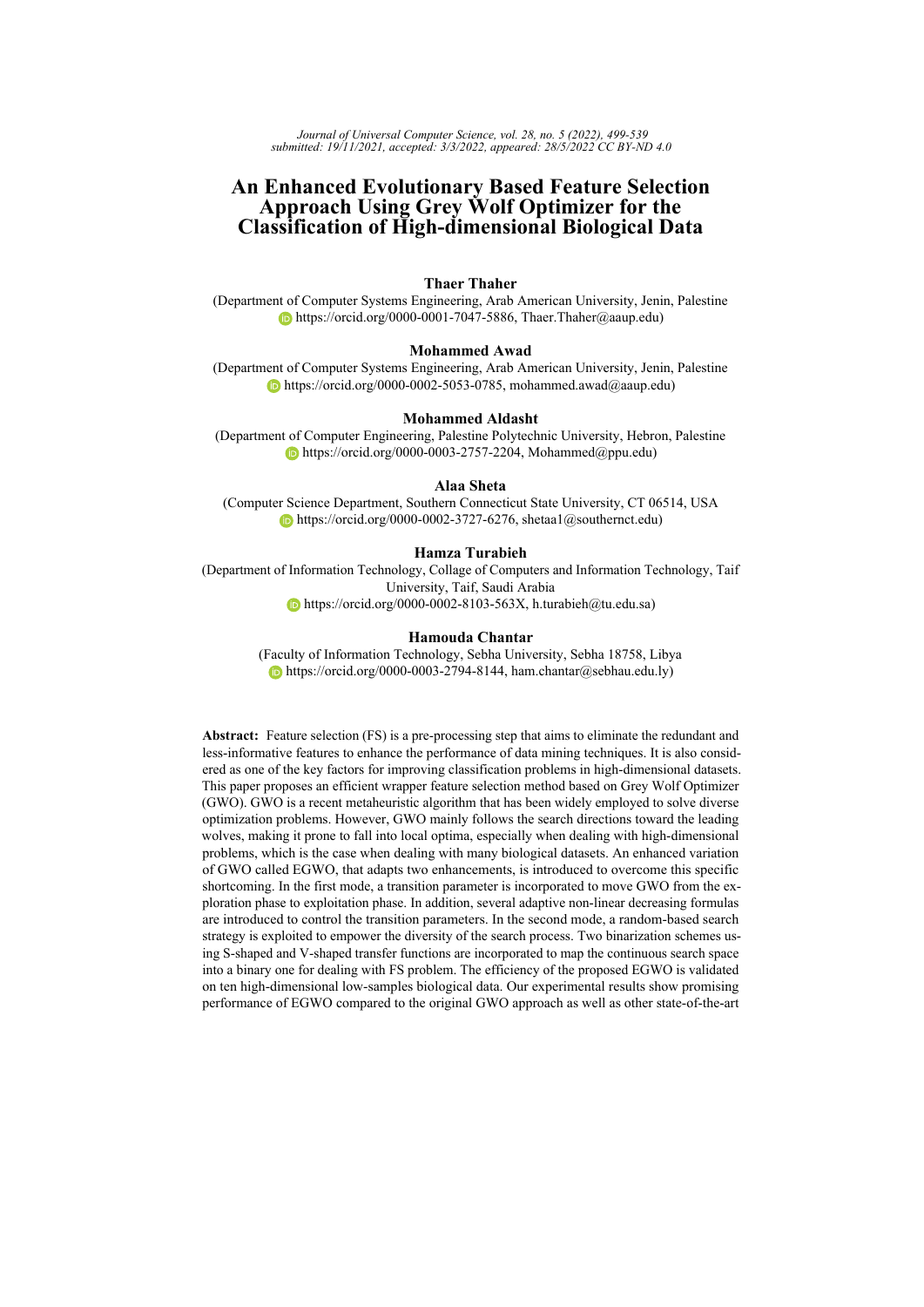# An Enhanced Evolutionary Based Feature Selection Approach Using Grey Wolf Optimizer for the Classification of High-dimensional Biological Data

**Thaer Thaher**
(Department of Computer Systems Engineering, Arab American University, Jenin, Palestine
https://orcid.org/0000-0001-7047-5886, Thaer.Thaher@aaup.edu)

**Mohammed Awad**
(Department of Computer Systems Engineering, Arab American University, Jenin, Palestine
https://orcid.org/0000-0002-5053-0785, mohammed.awad@aaup.edu)

**Mohammed Aldasht**
(Department of Computer Engineering, Palestine Polytechnic University, Hebron, Palestine
https://orcid.org/0000-0003-2757-2204, Mohammed@ppu.edu)

**Alaa Sheta**
(Computer Science Department, Southern Connecticut State University, CT 06514, USA
https://orcid.org/0000-0002-3727-6276, shetaa1@southernct.edu)

**Hamza Turabieh**
(Department of Information Technology, Collage of Computers and Information Technology, Taif University, Taif, Saudi Arabia
https://orcid.org/0000-0002-8103-563X, h.turabieh@tu.edu.sa)

**Hamouda Chantar**
(Faculty of Information Technology, Sebha University, Sebha 18758, Libya
https://orcid.org/0000-0003-2794-8144, ham.chantar@sebhau.edu.ly)

**Abstract:** Feature selection (FS) is a pre-processing step that aims to eliminate the redundant and less-informative features to enhance the performance of data mining techniques. It is also considered as one of the key factors for improving classification problems in high-dimensional datasets. This paper proposes an efficient wrapper feature selection method based on Grey Wolf Optimizer (GWO). GWO is a recent metaheuristic algorithm that has been widely employed to solve diverse optimization problems. However, GWO mainly follows the search directions toward the leading wolves, making it prone to fall into local optima, especially when dealing with high-dimensional problems, which is the case when dealing with many biological datasets. An enhanced variation of GWO called EGWO, that adapts two enhancements, is introduced to overcome this specific shortcoming. In the first mode, a transition parameter is incorporated to move GWO from the exploration phase to exploitation phase. In addition, several adaptive non-linear decreasing formulas are introduced to control the transition parameters. In the second mode, a random-based search strategy is exploited to empower the diversity of the search process. Two binarization schemes using S-shaped and V-shaped transfer functions are incorporated to map the continuous search space into a binary one for dealing with FS problem. The efficiency of the proposed EGWO is validated on ten high-dimensional low-samples biological data. Our experimental results show promising performance of EGWO compared to the original GWO approach as well as other state-of-the-art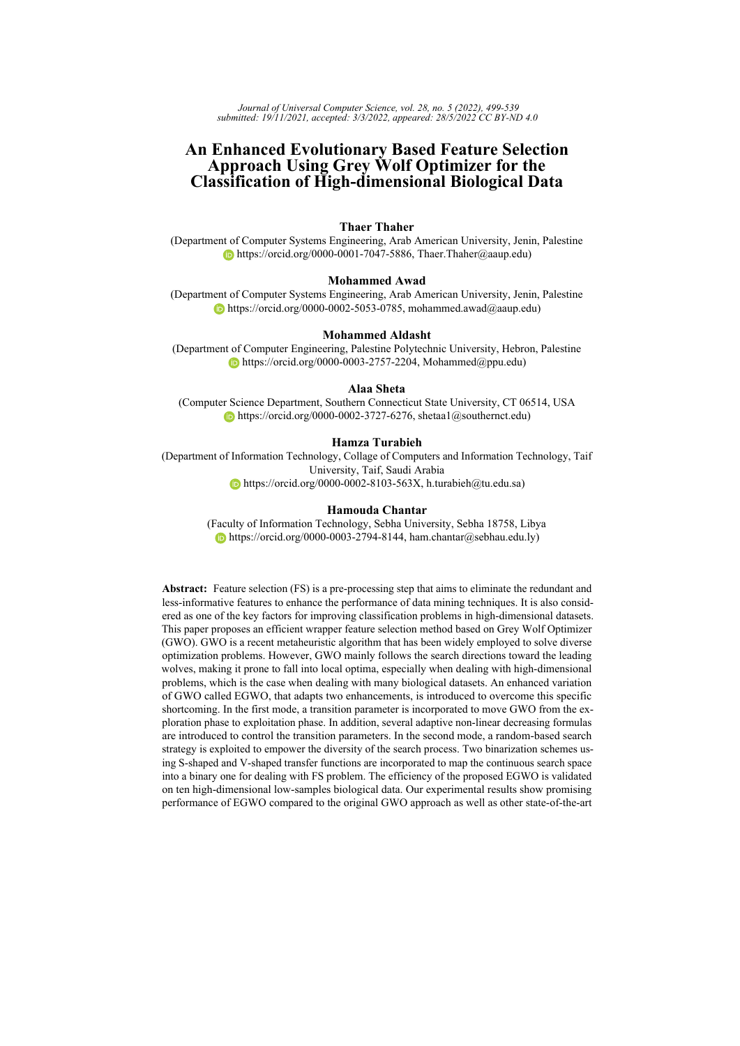# An Enhanced Evolutionary Based Feature Selection Approach Using Grey Wolf Optimizer for the Classification of High-dimensional Biological Data

**Thaer Thaher**
(Department of Computer Systems Engineering, Arab American University, Jenin, Palestine
https://orcid.org/0000-0001-7047-5886, Thaer.Thaher@aaup.edu)

**Mohammed Awad**
(Department of Computer Systems Engineering, Arab American University, Jenin, Palestine
https://orcid.org/0000-0002-5053-0785, mohammed.awad@aaup.edu)

**Mohammed Aldasht**
(Department of Computer Engineering, Palestine Polytechnic University, Hebron, Palestine
https://orcid.org/0000-0003-2757-2204, Mohammed@ppu.edu)

**Alaa Sheta**
(Computer Science Department, Southern Connecticut State University, CT 06514, USA
https://orcid.org/0000-0002-3727-6276, shetaa1@southernct.edu)

**Hamza Turabieh**
(Department of Information Technology, Collage of Computers and Information Technology, Taif University, Taif, Saudi Arabia
https://orcid.org/0000-0002-8103-563X, h.turabieh@tu.edu.sa)

**Hamouda Chantar**
(Faculty of Information Technology, Sebha University, Sebha 18758, Libya
https://orcid.org/0000-0003-2794-8144, ham.chantar@sebhau.edu.ly)

**Abstract:** Feature selection (FS) is a pre-processing step that aims to eliminate the redundant and less-informative features to enhance the performance of data mining techniques. It is also considered as one of the key factors for improving classification problems in high-dimensional datasets. This paper proposes an efficient wrapper feature selection method based on Grey Wolf Optimizer (GWO). GWO is a recent metaheuristic algorithm that has been widely employed to solve diverse optimization problems. However, GWO mainly follows the search directions toward the leading wolves, making it prone to fall into local optima, especially when dealing with high-dimensional problems, which is the case when dealing with many biological datasets. An enhanced variation of GWO called EGWO, that adapts two enhancements, is introduced to overcome this specific shortcoming. In the first mode, a transition parameter is incorporated to move GWO from the exploration phase to exploitation phase. In addition, several adaptive non-linear decreasing formulas are introduced to control the transition parameters. In the second mode, a random-based search strategy is exploited to empower the diversity of the search process. Two binarization schemes using S-shaped and V-shaped transfer functions are incorporated to map the continuous search space into a binary one for dealing with FS problem. The efficiency of the proposed EGWO is validated on ten high-dimensional low-samples biological data. Our experimental results show promising performance of EGWO compared to the original GWO approach as well as other state-of-the-art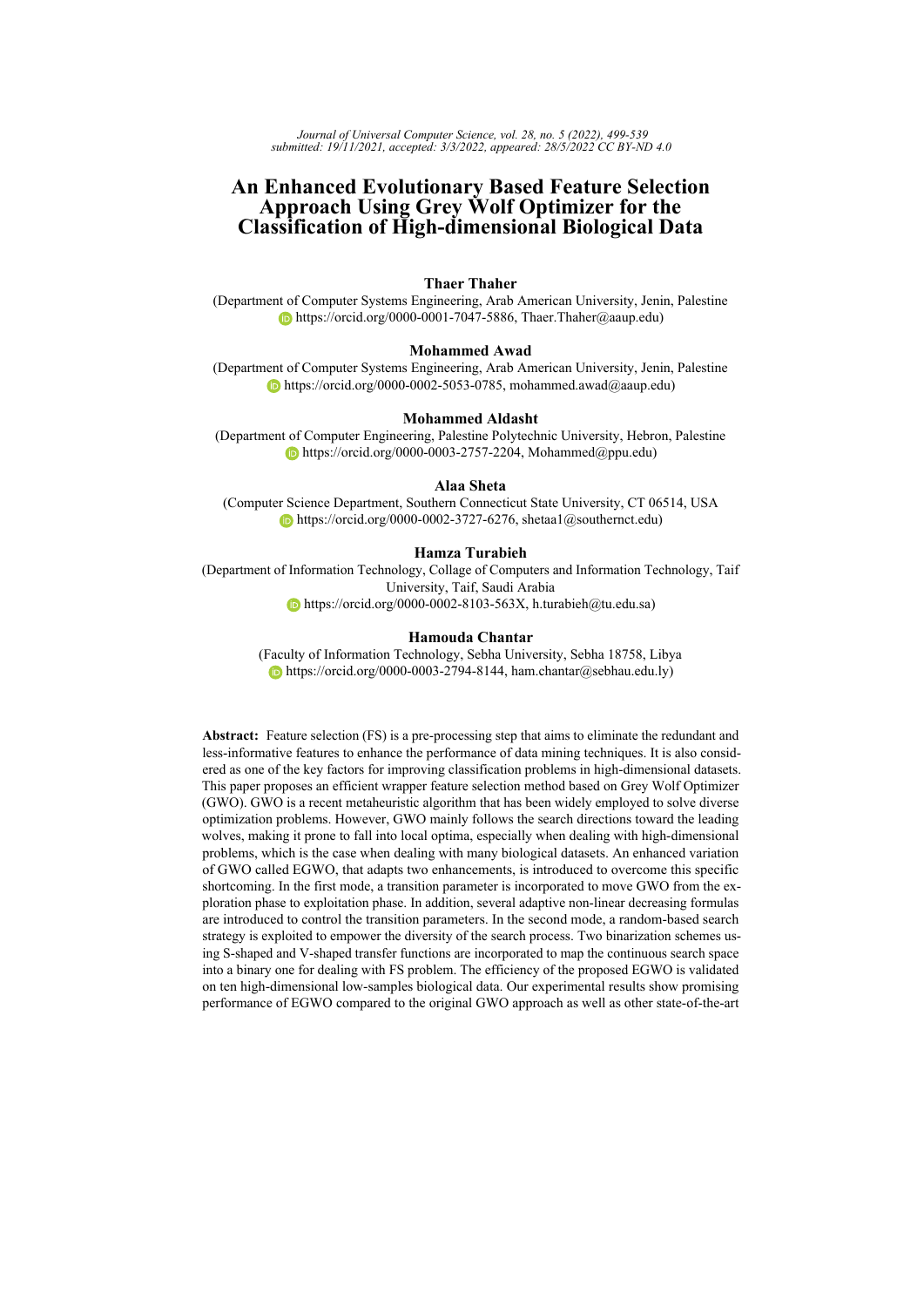# An Enhanced Evolutionary Based Feature Selection Approach Using Grey Wolf Optimizer for the Classification of High-dimensional Biological Data

**Thaer Thaher**
(Department of Computer Systems Engineering, Arab American University, Jenin, Palestine
https://orcid.org/0000-0001-7047-5886, Thaer.Thaher@aaup.edu)

**Mohammed Awad**
(Department of Computer Systems Engineering, Arab American University, Jenin, Palestine
https://orcid.org/0000-0002-5053-0785, mohammed.awad@aaup.edu)

**Mohammed Aldasht**
(Department of Computer Engineering, Palestine Polytechnic University, Hebron, Palestine
https://orcid.org/0000-0003-2757-2204, Mohammed@ppu.edu)

**Alaa Sheta**
(Computer Science Department, Southern Connecticut State University, CT 06514, USA
https://orcid.org/0000-0002-3727-6276, shetaa1@southernct.edu)

**Hamza Turabieh**
(Department of Information Technology, Collage of Computers and Information Technology, Taif University, Taif, Saudi Arabia
https://orcid.org/0000-0002-8103-563X, h.turabieh@tu.edu.sa)

**Hamouda Chantar**
(Faculty of Information Technology, Sebha University, Sebha 18758, Libya
https://orcid.org/0000-0003-2794-8144, ham.chantar@sebhau.edu.ly)

**Abstract:** Feature selection (FS) is a pre-processing step that aims to eliminate the redundant and less-informative features to enhance the performance of data mining techniques. It is also considered as one of the key factors for improving classification problems in high-dimensional datasets. This paper proposes an efficient wrapper feature selection method based on Grey Wolf Optimizer (GWO). GWO is a recent metaheuristic algorithm that has been widely employed to solve diverse optimization problems. However, GWO mainly follows the search directions toward the leading wolves, making it prone to fall into local optima, especially when dealing with high-dimensional problems, which is the case when dealing with many biological datasets. An enhanced variation of GWO called EGWO, that adapts two enhancements, is introduced to overcome this specific shortcoming. In the first mode, a transition parameter is incorporated to move GWO from the exploration phase to exploitation phase. In addition, several adaptive non-linear decreasing formulas are introduced to control the transition parameters. In the second mode, a random-based search strategy is exploited to empower the diversity of the search process. Two binarization schemes using S-shaped and V-shaped transfer functions are incorporated to map the continuous search space into a binary one for dealing with FS problem. The efficiency of the proposed EGWO is validated on ten high-dimensional low-samples biological data. Our experimental results show promising performance of EGWO compared to the original GWO approach as well as other state-of-the-art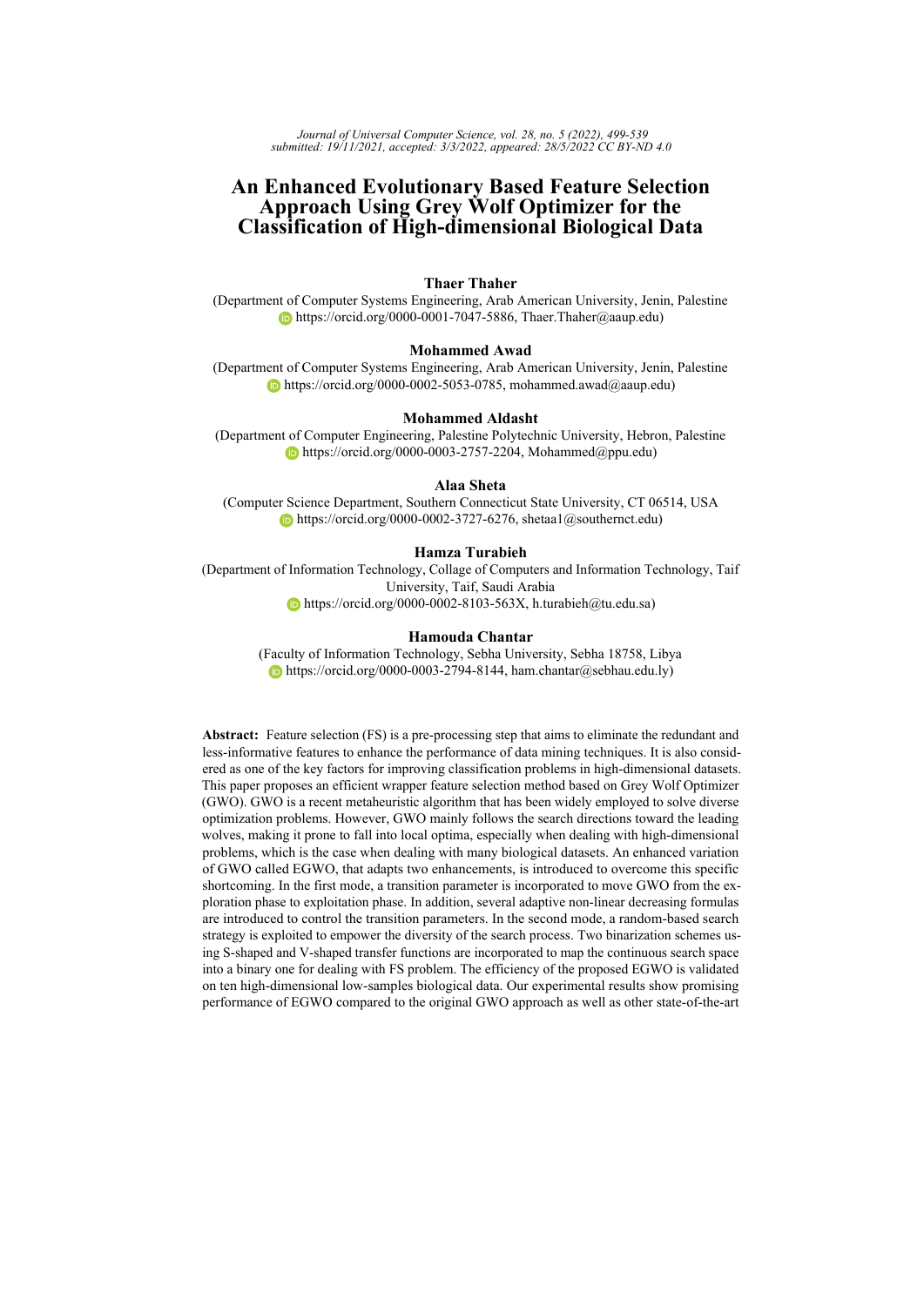# An Enhanced Evolutionary Based Feature Selection Approach Using Grey Wolf Optimizer for the Classification of High-dimensional Biological Data

**Thaer Thaher**
(Department of Computer Systems Engineering, Arab American University, Jenin, Palestine
https://orcid.org/0000-0001-7047-5886, Thaer.Thaher@aaup.edu)

**Mohammed Awad**
(Department of Computer Systems Engineering, Arab American University, Jenin, Palestine
https://orcid.org/0000-0002-5053-0785, mohammed.awad@aaup.edu)

**Mohammed Aldasht**
(Department of Computer Engineering, Palestine Polytechnic University, Hebron, Palestine
https://orcid.org/0000-0003-2757-2204, Mohammed@ppu.edu)

**Alaa Sheta**
(Computer Science Department, Southern Connecticut State University, CT 06514, USA
https://orcid.org/0000-0002-3727-6276, shetaa1@southernct.edu)

**Hamza Turabieh**
(Department of Information Technology, Collage of Computers and Information Technology, Taif University, Taif, Saudi Arabia
https://orcid.org/0000-0002-8103-563X, h.turabieh@tu.edu.sa)

**Hamouda Chantar**
(Faculty of Information Technology, Sebha University, Sebha 18758, Libya
https://orcid.org/0000-0003-2794-8144, ham.chantar@sebhau.edu.ly)

**Abstract:** Feature selection (FS) is a pre-processing step that aims to eliminate the redundant and less-informative features to enhance the performance of data mining techniques. It is also considered as one of the key factors for improving classification problems in high-dimensional datasets. This paper proposes an efficient wrapper feature selection method based on Grey Wolf Optimizer (GWO). GWO is a recent metaheuristic algorithm that has been widely employed to solve diverse optimization problems. However, GWO mainly follows the search directions toward the leading wolves, making it prone to fall into local optima, especially when dealing with high-dimensional problems, which is the case when dealing with many biological datasets. An enhanced variation of GWO called EGWO, that adapts two enhancements, is introduced to overcome this specific shortcoming. In the first mode, a transition parameter is incorporated to move GWO from the exploration phase to exploitation phase. In addition, several adaptive non-linear decreasing formulas are introduced to control the transition parameters. In the second mode, a random-based search strategy is exploited to empower the diversity of the search process. Two binarization schemes using S-shaped and V-shaped transfer functions are incorporated to map the continuous search space into a binary one for dealing with FS problem. The efficiency of the proposed EGWO is validated on ten high-dimensional low-samples biological data. Our experimental results show promising performance of EGWO compared to the original GWO approach as well as other state-of-the-art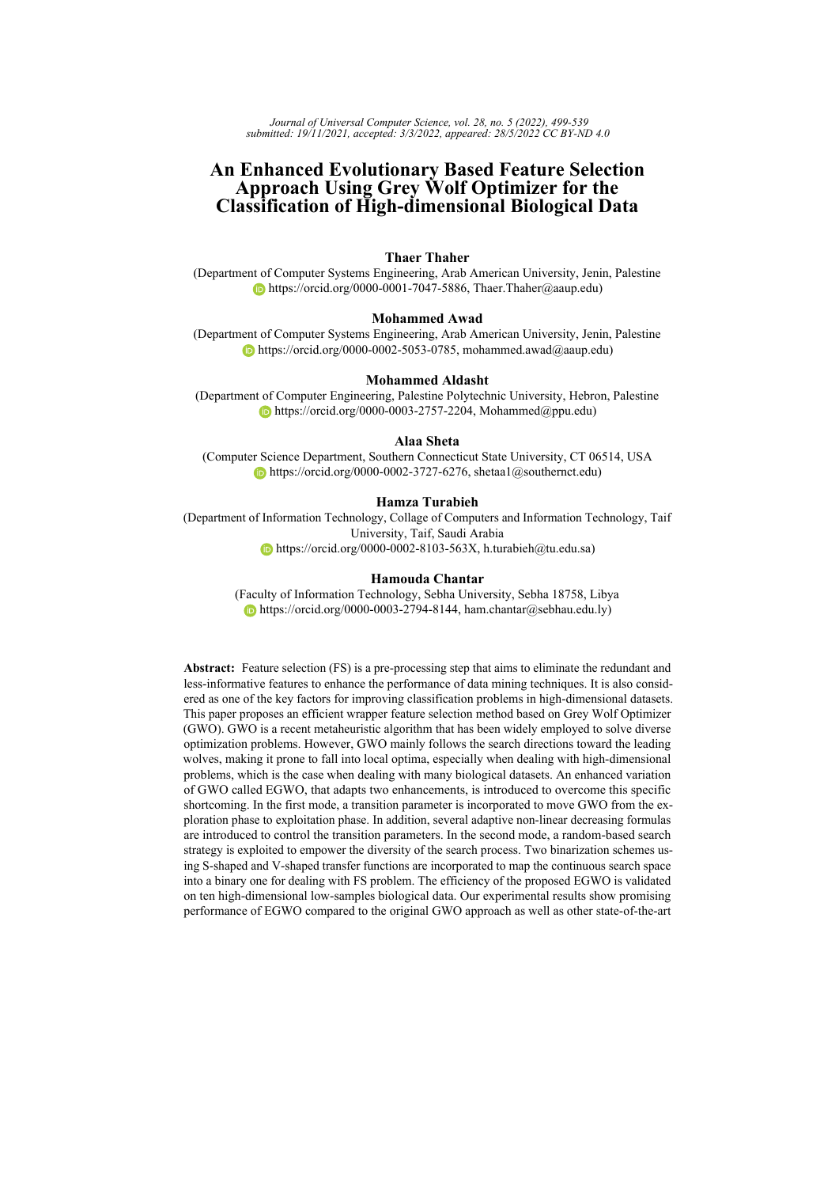# An Enhanced Evolutionary Based Feature Selection Approach Using Grey Wolf Optimizer for the Classification of High-dimensional Biological Data

**Thaer Thaher**
(Department of Computer Systems Engineering, Arab American University, Jenin, Palestine
https://orcid.org/0000-0001-7047-5886, Thaer.Thaher@aaup.edu)

**Mohammed Awad**
(Department of Computer Systems Engineering, Arab American University, Jenin, Palestine
https://orcid.org/0000-0002-5053-0785, mohammed.awad@aaup.edu)

**Mohammed Aldasht**
(Department of Computer Engineering, Palestine Polytechnic University, Hebron, Palestine
https://orcid.org/0000-0003-2757-2204, Mohammed@ppu.edu)

**Alaa Sheta**
(Computer Science Department, Southern Connecticut State University, CT 06514, USA
https://orcid.org/0000-0002-3727-6276, shetaa1@southernct.edu)

**Hamza Turabieh**
(Department of Information Technology, Collage of Computers and Information Technology, Taif University, Taif, Saudi Arabia
https://orcid.org/0000-0002-8103-563X, h.turabieh@tu.edu.sa)

**Hamouda Chantar**
(Faculty of Information Technology, Sebha University, Sebha 18758, Libya
https://orcid.org/0000-0003-2794-8144, ham.chantar@sebhau.edu.ly)

**Abstract:** Feature selection (FS) is a pre-processing step that aims to eliminate the redundant and less-informative features to enhance the performance of data mining techniques. It is also considered as one of the key factors for improving classification problems in high-dimensional datasets. This paper proposes an efficient wrapper feature selection method based on Grey Wolf Optimizer (GWO). GWO is a recent metaheuristic algorithm that has been widely employed to solve diverse optimization problems. However, GWO mainly follows the search directions toward the leading wolves, making it prone to fall into local optima, especially when dealing with high-dimensional problems, which is the case when dealing with many biological datasets. An enhanced variation of GWO called EGWO, that adapts two enhancements, is introduced to overcome this specific shortcoming. In the first mode, a transition parameter is incorporated to move GWO from the exploration phase to exploitation phase. In addition, several adaptive non-linear decreasing formulas are introduced to control the transition parameters. In the second mode, a random-based search strategy is exploited to empower the diversity of the search process. Two binarization schemes using S-shaped and V-shaped transfer functions are incorporated to map the continuous search space into a binary one for dealing with FS problem. The efficiency of the proposed EGWO is validated on ten high-dimensional low-samples biological data. Our experimental results show promising performance of EGWO compared to the original GWO approach as well as other state-of-the-art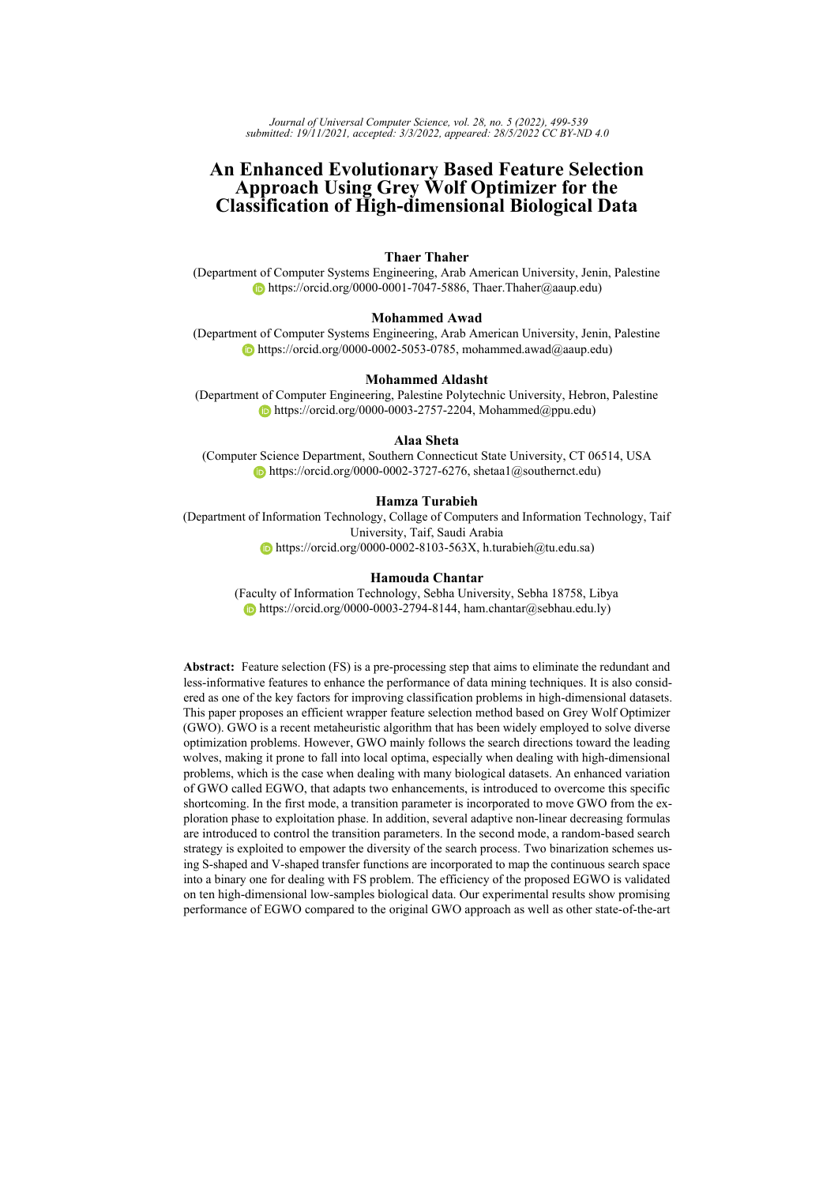# An Enhanced Evolutionary Based Feature Selection Approach Using Grey Wolf Optimizer for the Classification of High-dimensional Biological Data

**Thaer Thaher**
(Department of Computer Systems Engineering, Arab American University, Jenin, Palestine
https://orcid.org/0000-0001-7047-5886, Thaer.Thaher@aaup.edu)

**Mohammed Awad**
(Department of Computer Systems Engineering, Arab American University, Jenin, Palestine
https://orcid.org/0000-0002-5053-0785, mohammed.awad@aaup.edu)

**Mohammed Aldasht**
(Department of Computer Engineering, Palestine Polytechnic University, Hebron, Palestine
https://orcid.org/0000-0003-2757-2204, Mohammed@ppu.edu)

**Alaa Sheta**
(Computer Science Department, Southern Connecticut State University, CT 06514, USA
https://orcid.org/0000-0002-3727-6276, shetaa1@southernct.edu)

**Hamza Turabieh**
(Department of Information Technology, Collage of Computers and Information Technology, Taif University, Taif, Saudi Arabia
https://orcid.org/0000-0002-8103-563X, h.turabieh@tu.edu.sa)

**Hamouda Chantar**
(Faculty of Information Technology, Sebha University, Sebha 18758, Libya
https://orcid.org/0000-0003-2794-8144, ham.chantar@sebhau.edu.ly)

**Abstract:** Feature selection (FS) is a pre-processing step that aims to eliminate the redundant and less-informative features to enhance the performance of data mining techniques. It is also considered as one of the key factors for improving classification problems in high-dimensional datasets. This paper proposes an efficient wrapper feature selection method based on Grey Wolf Optimizer (GWO). GWO is a recent metaheuristic algorithm that has been widely employed to solve diverse optimization problems. However, GWO mainly follows the search directions toward the leading wolves, making it prone to fall into local optima, especially when dealing with high-dimensional problems, which is the case when dealing with many biological datasets. An enhanced variation of GWO called EGWO, that adapts two enhancements, is introduced to overcome this specific shortcoming. In the first mode, a transition parameter is incorporated to move GWO from the exploration phase to exploitation phase. In addition, several adaptive non-linear decreasing formulas are introduced to control the transition parameters. In the second mode, a random-based search strategy is exploited to empower the diversity of the search process. Two binarization schemes using S-shaped and V-shaped transfer functions are incorporated to map the continuous search space into a binary one for dealing with FS problem. The efficiency of the proposed EGWO is validated on ten high-dimensional low-samples biological data. Our experimental results show promising performance of EGWO compared to the original GWO approach as well as other state-of-the-art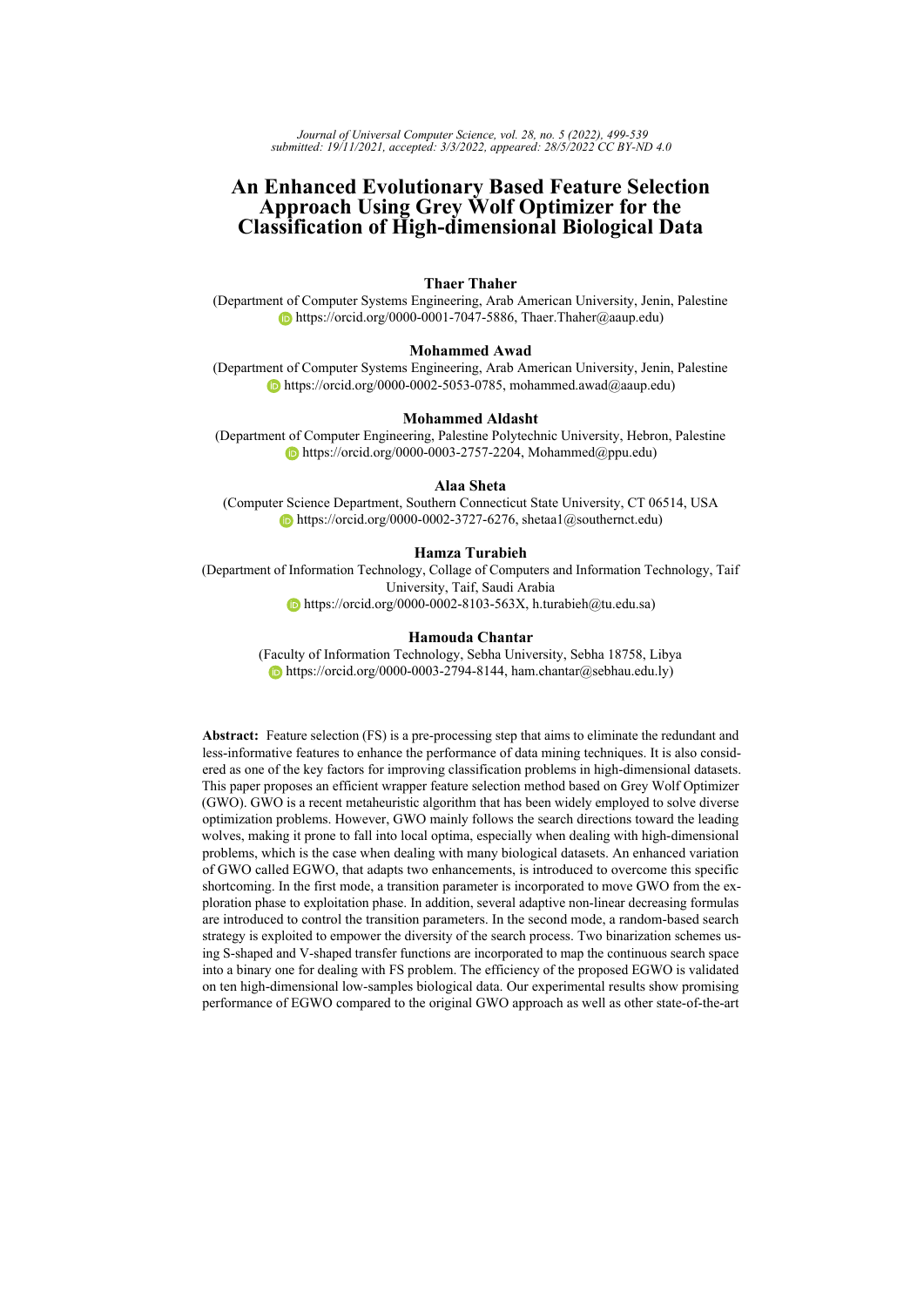# An Enhanced Evolutionary Based Feature Selection Approach Using Grey Wolf Optimizer for the Classification of High-dimensional Biological Data

**Thaer Thaher**
(Department of Computer Systems Engineering, Arab American University, Jenin, Palestine
https://orcid.org/0000-0001-7047-5886, Thaer.Thaher@aaup.edu)

**Mohammed Awad**
(Department of Computer Systems Engineering, Arab American University, Jenin, Palestine
https://orcid.org/0000-0002-5053-0785, mohammed.awad@aaup.edu)

**Mohammed Aldasht**
(Department of Computer Engineering, Palestine Polytechnic University, Hebron, Palestine
https://orcid.org/0000-0003-2757-2204, Mohammed@ppu.edu)

**Alaa Sheta**
(Computer Science Department, Southern Connecticut State University, CT 06514, USA
https://orcid.org/0000-0002-3727-6276, shetaa1@southernct.edu)

**Hamza Turabieh**
(Department of Information Technology, Collage of Computers and Information Technology, Taif University, Taif, Saudi Arabia
https://orcid.org/0000-0002-8103-563X, h.turabieh@tu.edu.sa)

**Hamouda Chantar**
(Faculty of Information Technology, Sebha University, Sebha 18758, Libya
https://orcid.org/0000-0003-2794-8144, ham.chantar@sebhau.edu.ly)

**Abstract:** Feature selection (FS) is a pre-processing step that aims to eliminate the redundant and less-informative features to enhance the performance of data mining techniques. It is also considered as one of the key factors for improving classification problems in high-dimensional datasets. This paper proposes an efficient wrapper feature selection method based on Grey Wolf Optimizer (GWO). GWO is a recent metaheuristic algorithm that has been widely employed to solve diverse optimization problems. However, GWO mainly follows the search directions toward the leading wolves, making it prone to fall into local optima, especially when dealing with high-dimensional problems, which is the case when dealing with many biological datasets. An enhanced variation of GWO called EGWO, that adapts two enhancements, is introduced to overcome this specific shortcoming. In the first mode, a transition parameter is incorporated to move GWO from the exploration phase to exploitation phase. In addition, several adaptive non-linear decreasing formulas are introduced to control the transition parameters. In the second mode, a random-based search strategy is exploited to empower the diversity of the search process. Two binarization schemes using S-shaped and V-shaped transfer functions are incorporated to map the continuous search space into a binary one for dealing with FS problem. The efficiency of the proposed EGWO is validated on ten high-dimensional low-samples biological data. Our experimental results show promising performance of EGWO compared to the original GWO approach as well as other state-of-the-art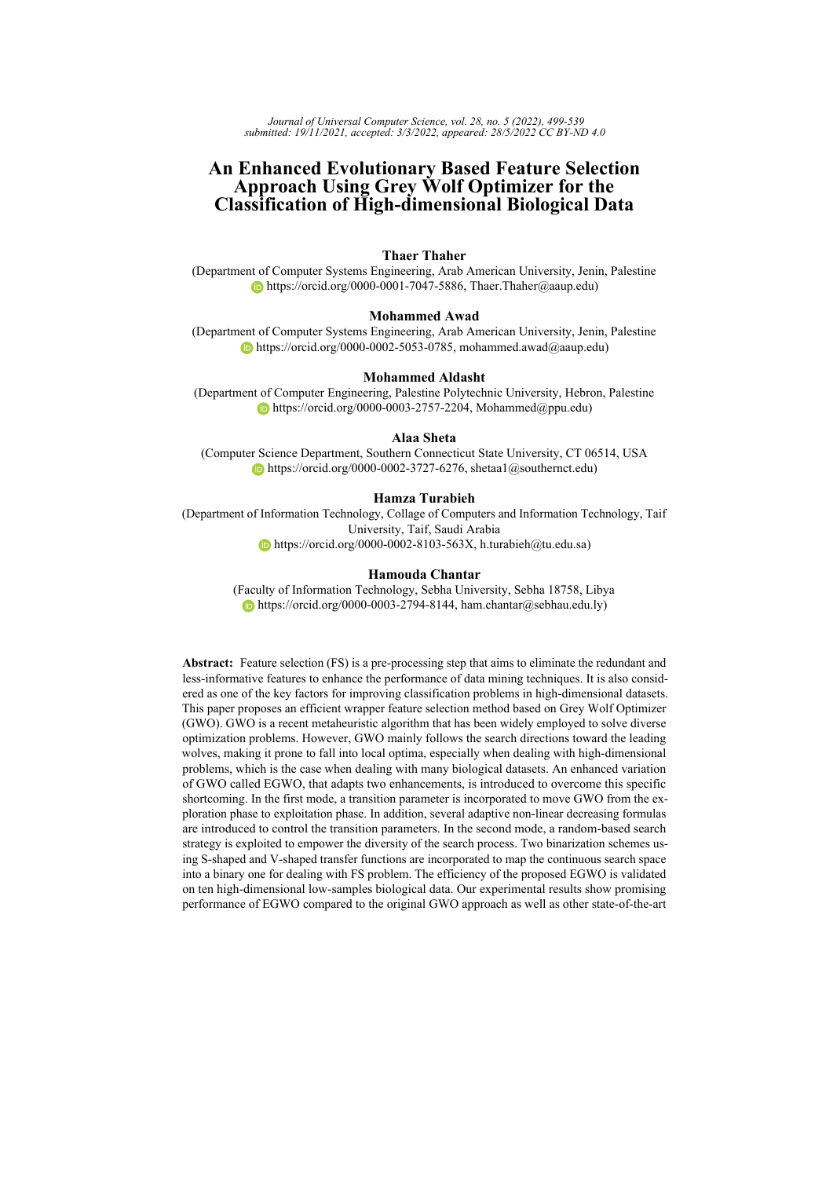# An Enhanced Evolutionary Based Feature Selection Approach Using Grey Wolf Optimizer for the Classification of High-dimensional Biological Data

**Thaer Thaher**
(Department of Computer Systems Engineering, Arab American University, Jenin, Palestine
https://orcid.org/0000-0001-7047-5886, Thaer.Thaher@aaup.edu)

**Mohammed Awad**
(Department of Computer Systems Engineering, Arab American University, Jenin, Palestine
https://orcid.org/0000-0002-5053-0785, mohammed.awad@aaup.edu)

**Mohammed Aldasht**
(Department of Computer Engineering, Palestine Polytechnic University, Hebron, Palestine
https://orcid.org/0000-0003-2757-2204, Mohammed@ppu.edu)

**Alaa Sheta**
(Computer Science Department, Southern Connecticut State University, CT 06514, USA
https://orcid.org/0000-0002-3727-6276, shetaa1@southernct.edu)

**Hamza Turabieh**
(Department of Information Technology, Collage of Computers and Information Technology, Taif University, Taif, Saudi Arabia
https://orcid.org/0000-0002-8103-563X, h.turabieh@tu.edu.sa)

**Hamouda Chantar**
(Faculty of Information Technology, Sebha University, Sebha 18758, Libya
https://orcid.org/0000-0003-2794-8144, ham.chantar@sebhau.edu.ly)

**Abstract:** Feature selection (FS) is a pre-processing step that aims to eliminate the redundant and less-informative features to enhance the performance of data mining techniques. It is also considered as one of the key factors for improving classification problems in high-dimensional datasets. This paper proposes an efficient wrapper feature selection method based on Grey Wolf Optimizer (GWO). GWO is a recent metaheuristic algorithm that has been widely employed to solve diverse optimization problems. However, GWO mainly follows the search directions toward the leading wolves, making it prone to fall into local optima, especially when dealing with high-dimensional problems, which is the case when dealing with many biological datasets. An enhanced variation of GWO called EGWO, that adapts two enhancements, is introduced to overcome this specific shortcoming. In the first mode, a transition parameter is incorporated to move GWO from the exploration phase to exploitation phase. In addition, several adaptive non-linear decreasing formulas are introduced to control the transition parameters. In the second mode, a random-based search strategy is exploited to empower the diversity of the search process. Two binarization schemes using S-shaped and V-shaped transfer functions are incorporated to map the continuous search space into a binary one for dealing with FS problem. The efficiency of the proposed EGWO is validated on ten high-dimensional low-samples biological data. Our experimental results show promising performance of EGWO compared to the original GWO approach as well as other state-of-the-art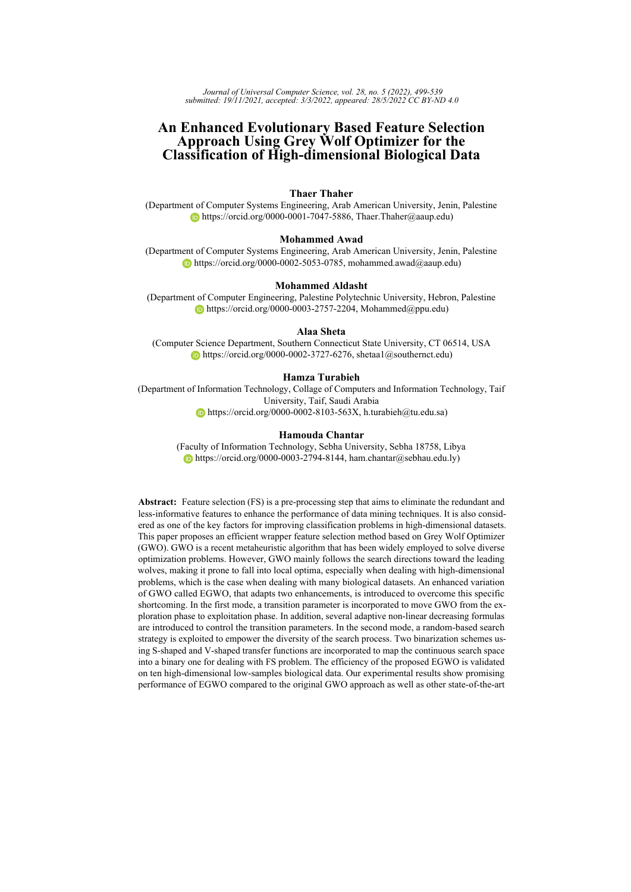# An Enhanced Evolutionary Based Feature Selection Approach Using Grey Wolf Optimizer for the Classification of High-dimensional Biological Data

**Thaer Thaher**
(Department of Computer Systems Engineering, Arab American University, Jenin, Palestine
https://orcid.org/0000-0001-7047-5886, Thaer.Thaher@aaup.edu)

**Mohammed Awad**
(Department of Computer Systems Engineering, Arab American University, Jenin, Palestine
https://orcid.org/0000-0002-5053-0785, mohammed.awad@aaup.edu)

**Mohammed Aldasht**
(Department of Computer Engineering, Palestine Polytechnic University, Hebron, Palestine
https://orcid.org/0000-0003-2757-2204, Mohammed@ppu.edu)

**Alaa Sheta**
(Computer Science Department, Southern Connecticut State University, CT 06514, USA
https://orcid.org/0000-0002-3727-6276, shetaa1@southernct.edu)

**Hamza Turabieh**
(Department of Information Technology, Collage of Computers and Information Technology, Taif University, Taif, Saudi Arabia
https://orcid.org/0000-0002-8103-563X, h.turabieh@tu.edu.sa)

**Hamouda Chantar**
(Faculty of Information Technology, Sebha University, Sebha 18758, Libya
https://orcid.org/0000-0003-2794-8144, ham.chantar@sebhau.edu.ly)

**Abstract:** Feature selection (FS) is a pre-processing step that aims to eliminate the redundant and less-informative features to enhance the performance of data mining techniques. It is also considered as one of the key factors for improving classification problems in high-dimensional datasets. This paper proposes an efficient wrapper feature selection method based on Grey Wolf Optimizer (GWO). GWO is a recent metaheuristic algorithm that has been widely employed to solve diverse optimization problems. However, GWO mainly follows the search directions toward the leading wolves, making it prone to fall into local optima, especially when dealing with high-dimensional problems, which is the case when dealing with many biological datasets. An enhanced variation of GWO called EGWO, that adapts two enhancements, is introduced to overcome this specific shortcoming. In the first mode, a transition parameter is incorporated to move GWO from the exploration phase to exploitation phase. In addition, several adaptive non-linear decreasing formulas are introduced to control the transition parameters. In the second mode, a random-based search strategy is exploited to empower the diversity of the search process. Two binarization schemes using S-shaped and V-shaped transfer functions are incorporated to map the continuous search space into a binary one for dealing with FS problem. The efficiency of the proposed EGWO is validated on ten high-dimensional low-samples biological data. Our experimental results show promising performance of EGWO compared to the original GWO approach as well as other state-of-the-art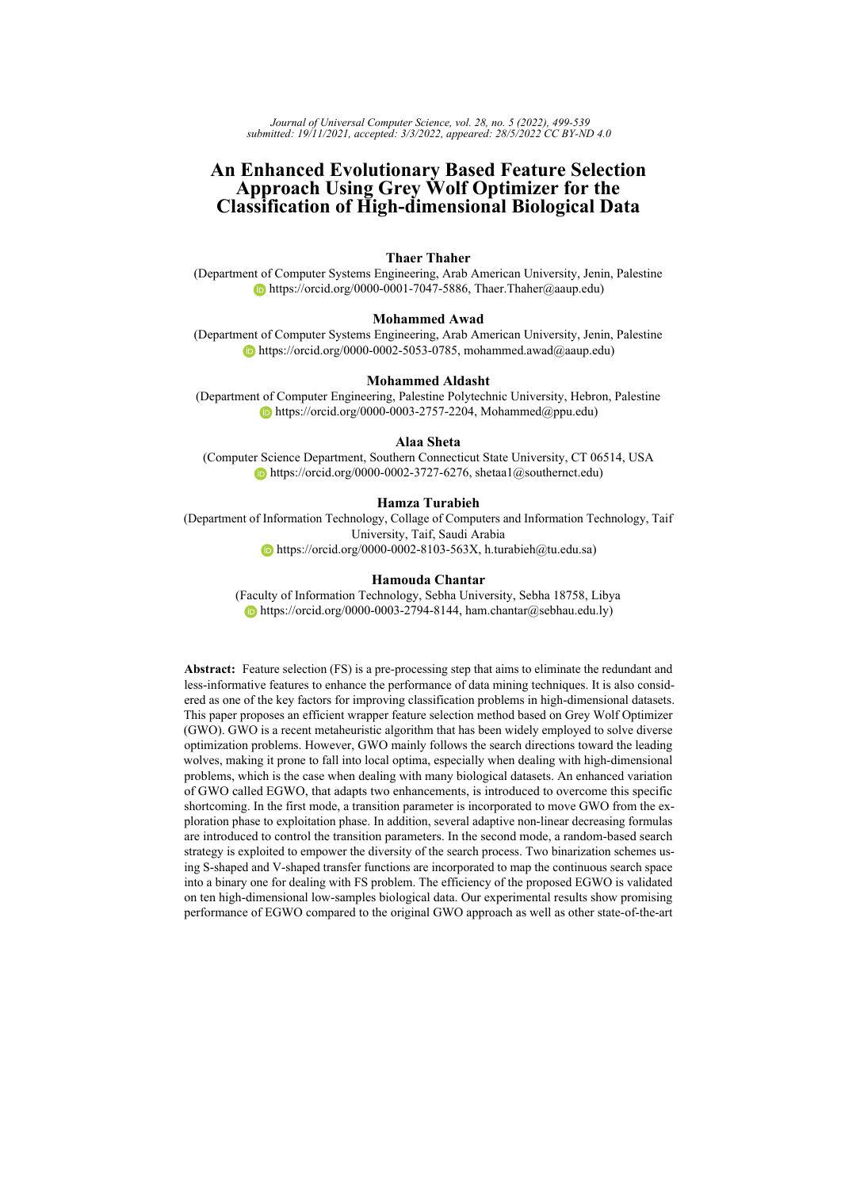# An Enhanced Evolutionary Based Feature Selection Approach Using Grey Wolf Optimizer for the Classification of High-dimensional Biological Data

**Thaer Thaher**
(Department of Computer Systems Engineering, Arab American University, Jenin, Palestine
https://orcid.org/0000-0001-7047-5886, Thaer.Thaher@aaup.edu)

**Mohammed Awad**
(Department of Computer Systems Engineering, Arab American University, Jenin, Palestine
https://orcid.org/0000-0002-5053-0785, mohammed.awad@aaup.edu)

**Mohammed Aldasht**
(Department of Computer Engineering, Palestine Polytechnic University, Hebron, Palestine
https://orcid.org/0000-0003-2757-2204, Mohammed@ppu.edu)

**Alaa Sheta**
(Computer Science Department, Southern Connecticut State University, CT 06514, USA
https://orcid.org/0000-0002-3727-6276, shetaa1@southernct.edu)

**Hamza Turabieh**
(Department of Information Technology, Collage of Computers and Information Technology, Taif University, Taif, Saudi Arabia
https://orcid.org/0000-0002-8103-563X, h.turabieh@tu.edu.sa)

**Hamouda Chantar**
(Faculty of Information Technology, Sebha University, Sebha 18758, Libya
https://orcid.org/0000-0003-2794-8144, ham.chantar@sebhau.edu.ly)

**Abstract:** Feature selection (FS) is a pre-processing step that aims to eliminate the redundant and less-informative features to enhance the performance of data mining techniques. It is also considered as one of the key factors for improving classification problems in high-dimensional datasets. This paper proposes an efficient wrapper feature selection method based on Grey Wolf Optimizer (GWO). GWO is a recent metaheuristic algorithm that has been widely employed to solve diverse optimization problems. However, GWO mainly follows the search directions toward the leading wolves, making it prone to fall into local optima, especially when dealing with high-dimensional problems, which is the case when dealing with many biological datasets. An enhanced variation of GWO called EGWO, that adapts two enhancements, is introduced to overcome this specific shortcoming. In the first mode, a transition parameter is incorporated to move GWO from the exploration phase to exploitation phase. In addition, several adaptive non-linear decreasing formulas are introduced to control the transition parameters. In the second mode, a random-based search strategy is exploited to empower the diversity of the search process. Two binarization schemes using S-shaped and V-shaped transfer functions are incorporated to map the continuous search space into a binary one for dealing with FS problem. The efficiency of the proposed EGWO is validated on ten high-dimensional low-samples biological data. Our experimental results show promising performance of EGWO compared to the original GWO approach as well as other state-of-the-art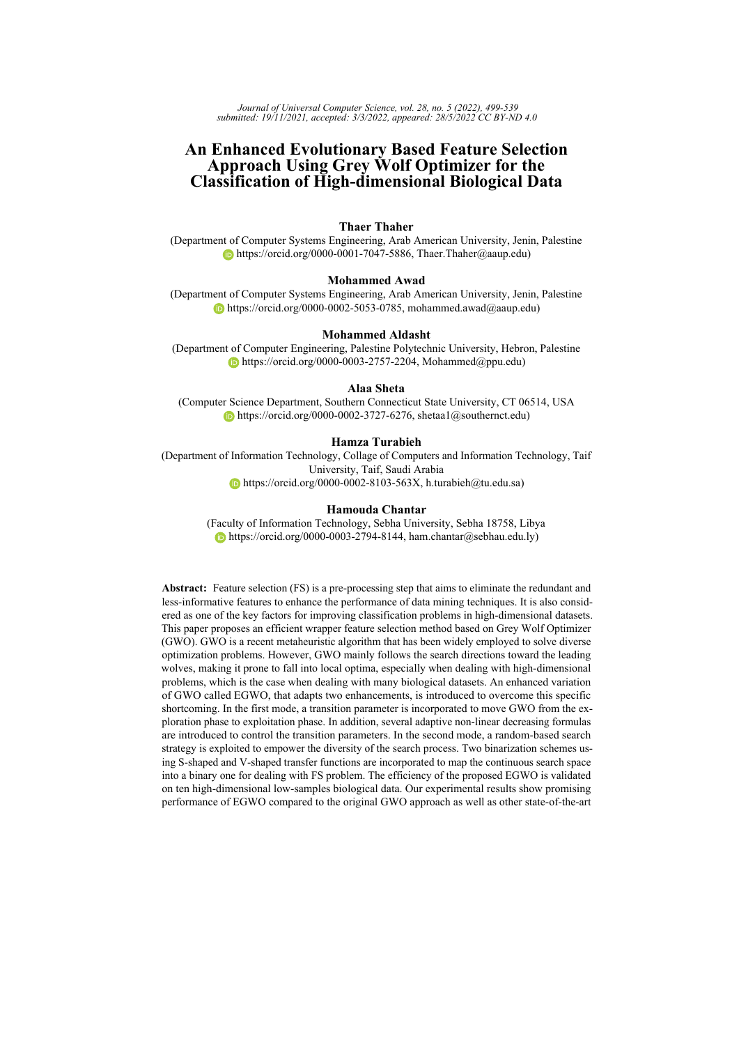# An Enhanced Evolutionary Based Feature Selection Approach Using Grey Wolf Optimizer for the Classification of High-dimensional Biological Data

**Thaer Thaher**
(Department of Computer Systems Engineering, Arab American University, Jenin, Palestine
https://orcid.org/0000-0001-7047-5886, Thaer.Thaher@aaup.edu)

**Mohammed Awad**
(Department of Computer Systems Engineering, Arab American University, Jenin, Palestine
https://orcid.org/0000-0002-5053-0785, mohammed.awad@aaup.edu)

**Mohammed Aldasht**
(Department of Computer Engineering, Palestine Polytechnic University, Hebron, Palestine
https://orcid.org/0000-0003-2757-2204, Mohammed@ppu.edu)

**Alaa Sheta**
(Computer Science Department, Southern Connecticut State University, CT 06514, USA
https://orcid.org/0000-0002-3727-6276, shetaa1@southernct.edu)

**Hamza Turabieh**
(Department of Information Technology, Collage of Computers and Information Technology, Taif University, Taif, Saudi Arabia
https://orcid.org/0000-0002-8103-563X, h.turabieh@tu.edu.sa)

**Hamouda Chantar**
(Faculty of Information Technology, Sebha University, Sebha 18758, Libya
https://orcid.org/0000-0003-2794-8144, ham.chantar@sebhau.edu.ly)

**Abstract:** Feature selection (FS) is a pre-processing step that aims to eliminate the redundant and less-informative features to enhance the performance of data mining techniques. It is also considered as one of the key factors for improving classification problems in high-dimensional datasets. This paper proposes an efficient wrapper feature selection method based on Grey Wolf Optimizer (GWO). GWO is a recent metaheuristic algorithm that has been widely employed to solve diverse optimization problems. However, GWO mainly follows the search directions toward the leading wolves, making it prone to fall into local optima, especially when dealing with high-dimensional problems, which is the case when dealing with many biological datasets. An enhanced variation of GWO called EGWO, that adapts two enhancements, is introduced to overcome this specific shortcoming. In the first mode, a transition parameter is incorporated to move GWO from the exploration phase to exploitation phase. In addition, several adaptive non-linear decreasing formulas are introduced to control the transition parameters. In the second mode, a random-based search strategy is exploited to empower the diversity of the search process. Two binarization schemes using S-shaped and V-shaped transfer functions are incorporated to map the continuous search space into a binary one for dealing with FS problem. The efficiency of the proposed EGWO is validated on ten high-dimensional low-samples biological data. Our experimental results show promising performance of EGWO compared to the original GWO approach as well as other state-of-the-art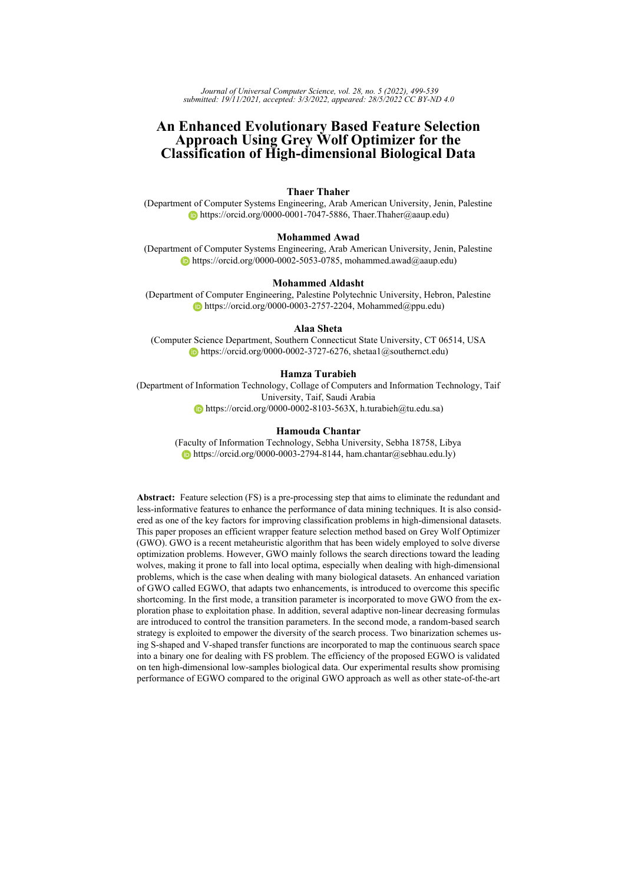**Abstract:** Feature selection (FS) is a pre-processing step that aims to eliminate the redundant and less-informative features to enhance the performance of data mining techniques. It is also considered as one of the key factors for improving classification problems in high-dimensional datasets. This paper proposes an efficient wrapper feature selection method based on Grey Wolf Optimizer (GWO). GWO is a recent metaheuristic algorithm that has been widely employed to solve diverse optimization problems. However, GWO mainly follows the search directions toward the leading wolves, making it prone to fall into local optima, especially when dealing with high-dimensional problems, which is the case when dealing with many biological datasets. An enhanced variation of GWO called EGWO, that adapts two enhancements, is introduced to overcome this specific shortcoming. In the first mode, a transition parameter is incorporated to move GWO from the exploration phase to exploitation phase. In addition, several adaptive non-linear decreasing formulas are introduced to control the transition parameters. In the second mode, a random-based search strategy is exploited to empower the diversity of the search process. Two binarization schemes using S-shaped and V-shaped transfer functions are incorporated to map the continuous search space into a binary one for dealing with FS problem. The efficiency of the proposed EGWO is validated on ten high-dimensional low-samples biological data. Our experimental results show promising performance of EGWO compared to the original GWO approach as well as other state-of-the-art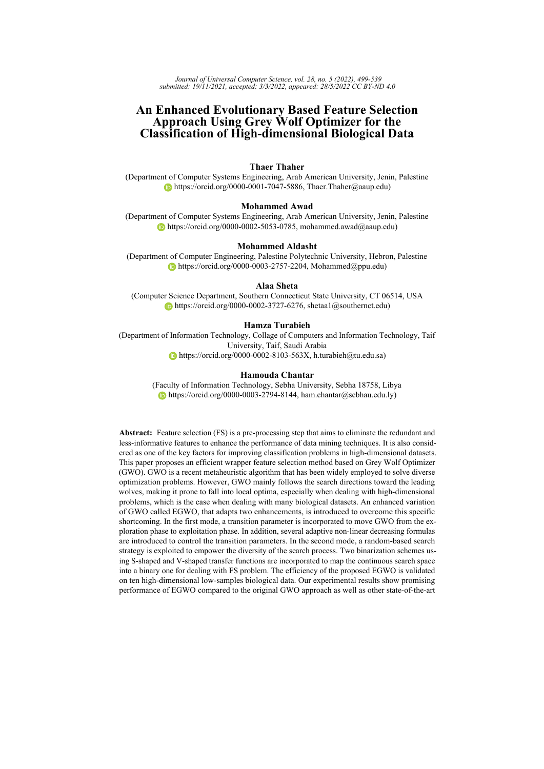# An Enhanced Evolutionary Based Feature Selection Approach Using Grey Wolf Optimizer for the Classification of High-dimensional Biological Data

**Thaer Thaher**
(Department of Computer Systems Engineering, Arab American University, Jenin, Palestine
https://orcid.org/0000-0001-7047-5886, Thaer.Thaher@aaup.edu)

**Mohammed Awad**
(Department of Computer Systems Engineering, Arab American University, Jenin, Palestine
https://orcid.org/0000-0002-5053-0785, mohammed.awad@aaup.edu)

**Mohammed Aldasht**
(Department of Computer Engineering, Palestine Polytechnic University, Hebron, Palestine
https://orcid.org/0000-0003-2757-2204, Mohammed@ppu.edu)

**Alaa Sheta**
(Computer Science Department, Southern Connecticut State University, CT 06514, USA
https://orcid.org/0000-0002-3727-6276, shetaa1@southernct.edu)

**Hamza Turabieh**
(Department of Information Technology, Collage of Computers and Information Technology, Taif University, Taif, Saudi Arabia
https://orcid.org/0000-0002-8103-563X, h.turabieh@tu.edu.sa)

**Hamouda Chantar**
(Faculty of Information Technology, Sebha University, Sebha 18758, Libya
https://orcid.org/0000-0003-2794-8144, ham.chantar@sebhau.edu.ly)

**Abstract:** Feature selection (FS) is a pre-processing step that aims to eliminate the redundant and less-informative features to enhance the performance of data mining techniques. It is also considered as one of the key factors for improving classification problems in high-dimensional datasets. This paper proposes an efficient wrapper feature selection method based on Grey Wolf Optimizer (GWO). GWO is a recent metaheuristic algorithm that has been widely employed to solve diverse optimization problems. However, GWO mainly follows the search directions toward the leading wolves, making it prone to fall into local optima, especially when dealing with high-dimensional problems, which is the case when dealing with many biological datasets. An enhanced variation of GWO called EGWO, that adapts two enhancements, is introduced to overcome this specific shortcoming. In the first mode, a transition parameter is incorporated to move GWO from the exploration phase to exploitation phase. In addition, several adaptive non-linear decreasing formulas are introduced to control the transition parameters. In the second mode, a random-based search strategy is exploited to empower the diversity of the search process. Two binarization schemes using S-shaped and V-shaped transfer functions are incorporated to map the continuous search space into a binary one for dealing with FS problem. The efficiency of the proposed EGWO is validated on ten high-dimensional low-samples biological data. Our experimental results show promising performance of EGWO compared to the original GWO approach as well as other state-of-the-art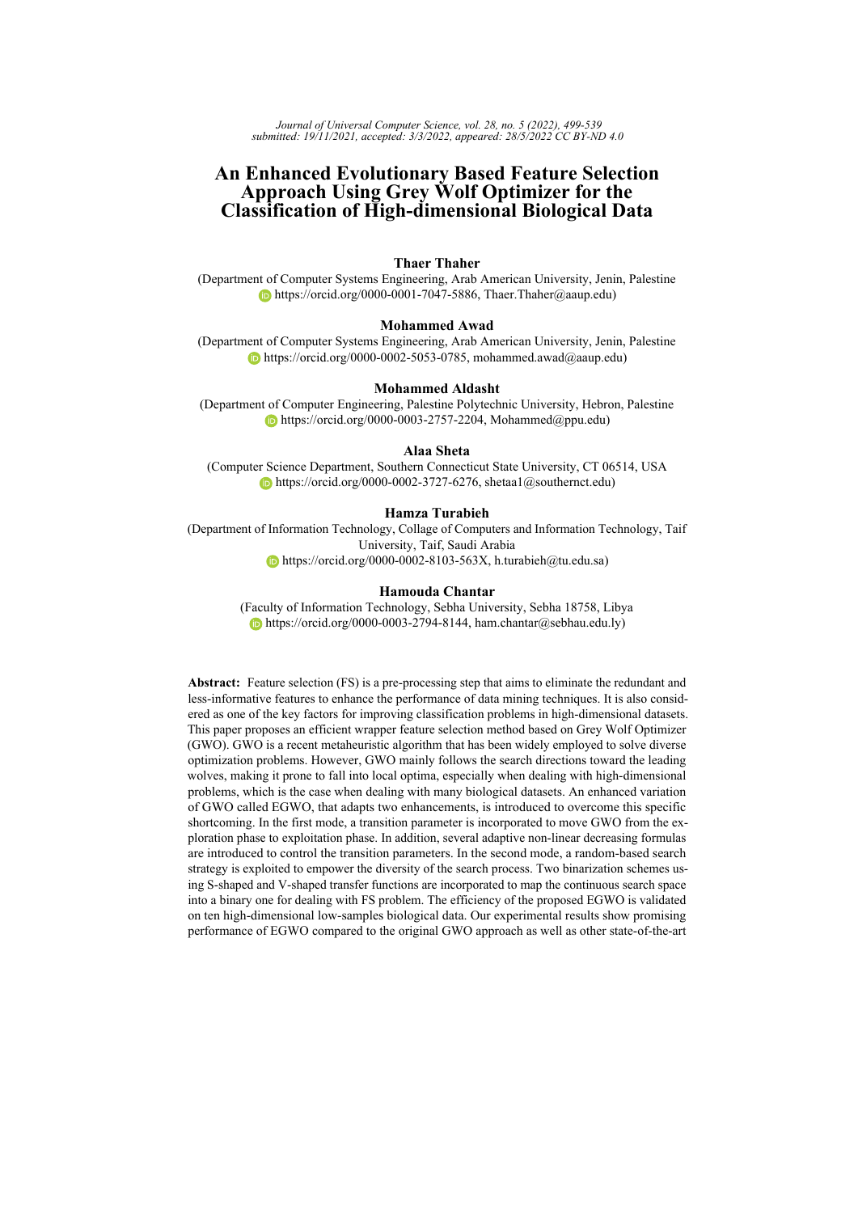# An Enhanced Evolutionary Based Feature Selection Approach Using Grey Wolf Optimizer for the Classification of High-dimensional Biological Data

**Thaer Thaher**
(Department of Computer Systems Engineering, Arab American University, Jenin, Palestine
https://orcid.org/0000-0001-7047-5886, Thaer.Thaher@aaup.edu)

**Mohammed Awad**
(Department of Computer Systems Engineering, Arab American University, Jenin, Palestine
https://orcid.org/0000-0002-5053-0785, mohammed.awad@aaup.edu)

**Mohammed Aldasht**
(Department of Computer Engineering, Palestine Polytechnic University, Hebron, Palestine
https://orcid.org/0000-0003-2757-2204, Mohammed@ppu.edu)

**Alaa Sheta**
(Computer Science Department, Southern Connecticut State University, CT 06514, USA
https://orcid.org/0000-0002-3727-6276, shetaa1@southernct.edu)

**Hamza Turabieh**
(Department of Information Technology, Collage of Computers and Information Technology, Taif University, Taif, Saudi Arabia
https://orcid.org/0000-0002-8103-563X, h.turabieh@tu.edu.sa)

**Hamouda Chantar**
(Faculty of Information Technology, Sebha University, Sebha 18758, Libya
https://orcid.org/0000-0003-2794-8144, ham.chantar@sebhau.edu.ly)

**Abstract:** Feature selection (FS) is a pre-processing step that aims to eliminate the redundant and less-informative features to enhance the performance of data mining techniques. It is also considered as one of the key factors for improving classification problems in high-dimensional datasets. This paper proposes an efficient wrapper feature selection method based on Grey Wolf Optimizer (GWO). GWO is a recent metaheuristic algorithm that has been widely employed to solve diverse optimization problems. However, GWO mainly follows the search directions toward the leading wolves, making it prone to fall into local optima, especially when dealing with high-dimensional problems, which is the case when dealing with many biological datasets. An enhanced variation of GWO called EGWO, that adapts two enhancements, is introduced to overcome this specific shortcoming. In the first mode, a transition parameter is incorporated to move GWO from the exploration phase to exploitation phase. In addition, several adaptive non-linear decreasing formulas are introduced to control the transition parameters. In the second mode, a random-based search strategy is exploited to empower the diversity of the search process. Two binarization schemes using S-shaped and V-shaped transfer functions are incorporated to map the continuous search space into a binary one for dealing with FS problem. The efficiency of the proposed EGWO is validated on ten high-dimensional low-samples biological data. Our experimental results show promising performance of EGWO compared to the original GWO approach as well as other state-of-the-art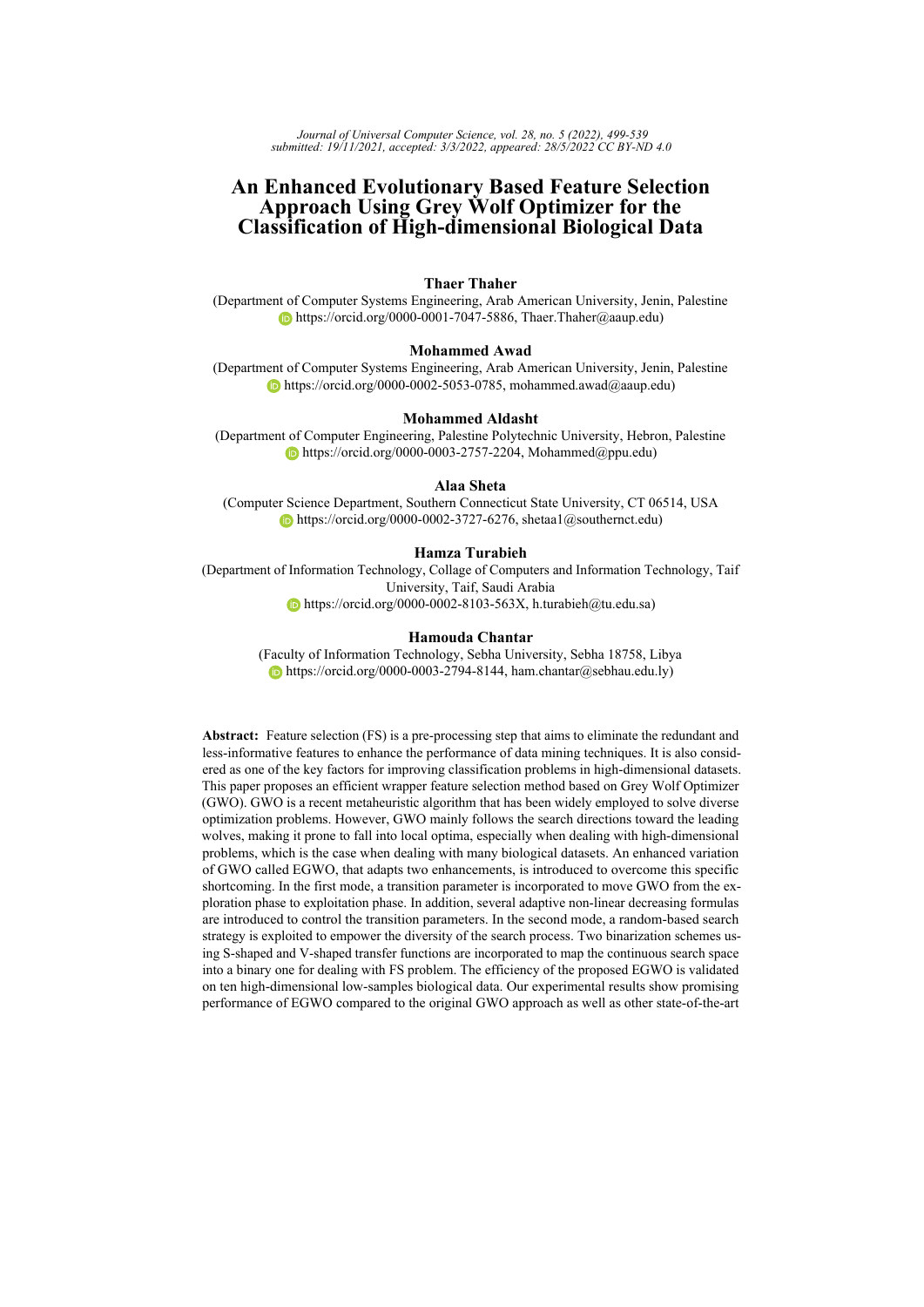# An Enhanced Evolutionary Based Feature Selection Approach Using Grey Wolf Optimizer for the Classification of High-dimensional Biological Data

**Thaer Thaher**
(Department of Computer Systems Engineering, Arab American University, Jenin, Palestine
https://orcid.org/0000-0001-7047-5886, Thaer.Thaher@aaup.edu)

**Mohammed Awad**
(Department of Computer Systems Engineering, Arab American University, Jenin, Palestine
https://orcid.org/0000-0002-5053-0785, mohammed.awad@aaup.edu)

**Mohammed Aldasht**
(Department of Computer Engineering, Palestine Polytechnic University, Hebron, Palestine
https://orcid.org/0000-0003-2757-2204, Mohammed@ppu.edu)

**Alaa Sheta**
(Computer Science Department, Southern Connecticut State University, CT 06514, USA
https://orcid.org/0000-0002-3727-6276, shetaa1@southernct.edu)

**Hamza Turabieh**
(Department of Information Technology, Collage of Computers and Information Technology, Taif University, Taif, Saudi Arabia
https://orcid.org/0000-0002-8103-563X, h.turabieh@tu.edu.sa)

**Hamouda Chantar**
(Faculty of Information Technology, Sebha University, Sebha 18758, Libya
https://orcid.org/0000-0003-2794-8144, ham.chantar@sebhau.edu.ly)

**Abstract:** Feature selection (FS) is a pre-processing step that aims to eliminate the redundant and less-informative features to enhance the performance of data mining techniques. It is also considered as one of the key factors for improving classification problems in high-dimensional datasets. This paper proposes an efficient wrapper feature selection method based on Grey Wolf Optimizer (GWO). GWO is a recent metaheuristic algorithm that has been widely employed to solve diverse optimization problems. However, GWO mainly follows the search directions toward the leading wolves, making it prone to fall into local optima, especially when dealing with high-dimensional problems, which is the case when dealing with many biological datasets. An enhanced variation of GWO called EGWO, that adapts two enhancements, is introduced to overcome this specific shortcoming. In the first mode, a transition parameter is incorporated to move GWO from the exploration phase to exploitation phase. In addition, several adaptive non-linear decreasing formulas are introduced to control the transition parameters. In the second mode, a random-based search strategy is exploited to empower the diversity of the search process. Two binarization schemes using S-shaped and V-shaped transfer functions are incorporated to map the continuous search space into a binary one for dealing with FS problem. The efficiency of the proposed EGWO is validated on ten high-dimensional low-samples biological data. Our experimental results show promising performance of EGWO compared to the original GWO approach as well as other state-of-the-art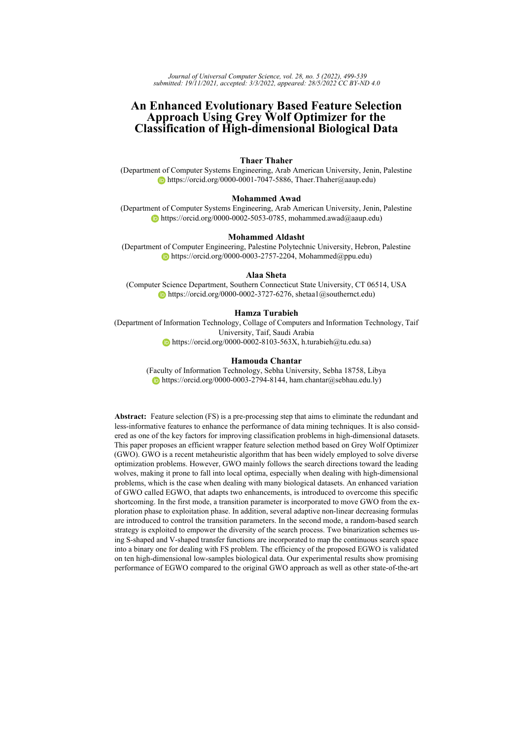# An Enhanced Evolutionary Based Feature Selection Approach Using Grey Wolf Optimizer for the Classification of High-dimensional Biological Data

**Thaer Thaher**
(Department of Computer Systems Engineering, Arab American University, Jenin, Palestine
https://orcid.org/0000-0001-7047-5886, Thaer.Thaher@aaup.edu)

**Mohammed Awad**
(Department of Computer Systems Engineering, Arab American University, Jenin, Palestine
https://orcid.org/0000-0002-5053-0785, mohammed.awad@aaup.edu)

**Mohammed Aldasht**
(Department of Computer Engineering, Palestine Polytechnic University, Hebron, Palestine
https://orcid.org/0000-0003-2757-2204, Mohammed@ppu.edu)

**Alaa Sheta**
(Computer Science Department, Southern Connecticut State University, CT 06514, USA
https://orcid.org/0000-0002-3727-6276, shetaa1@southernct.edu)

**Hamza Turabieh**
(Department of Information Technology, Collage of Computers and Information Technology, Taif University, Taif, Saudi Arabia
https://orcid.org/0000-0002-8103-563X, h.turabieh@tu.edu.sa)

**Hamouda Chantar**
(Faculty of Information Technology, Sebha University, Sebha 18758, Libya
https://orcid.org/0000-0003-2794-8144, ham.chantar@sebhau.edu.ly)

**Abstract:** Feature selection (FS) is a pre-processing step that aims to eliminate the redundant and less-informative features to enhance the performance of data mining techniques. It is also considered as one of the key factors for improving classification problems in high-dimensional datasets. This paper proposes an efficient wrapper feature selection method based on Grey Wolf Optimizer (GWO). GWO is a recent metaheuristic algorithm that has been widely employed to solve diverse optimization problems. However, GWO mainly follows the search directions toward the leading wolves, making it prone to fall into local optima, especially when dealing with high-dimensional problems, which is the case when dealing with many biological datasets. An enhanced variation of GWO called EGWO, that adapts two enhancements, is introduced to overcome this specific shortcoming. In the first mode, a transition parameter is incorporated to move GWO from the exploration phase to exploitation phase. In addition, several adaptive non-linear decreasing formulas are introduced to control the transition parameters. In the second mode, a random-based search strategy is exploited to empower the diversity of the search process. Two binarization schemes using S-shaped and V-shaped transfer functions are incorporated to map the continuous search space into a binary one for dealing with FS problem. The efficiency of the proposed EGWO is validated on ten high-dimensional low-samples biological data. Our experimental results show promising performance of EGWO compared to the original GWO approach as well as other state-of-the-art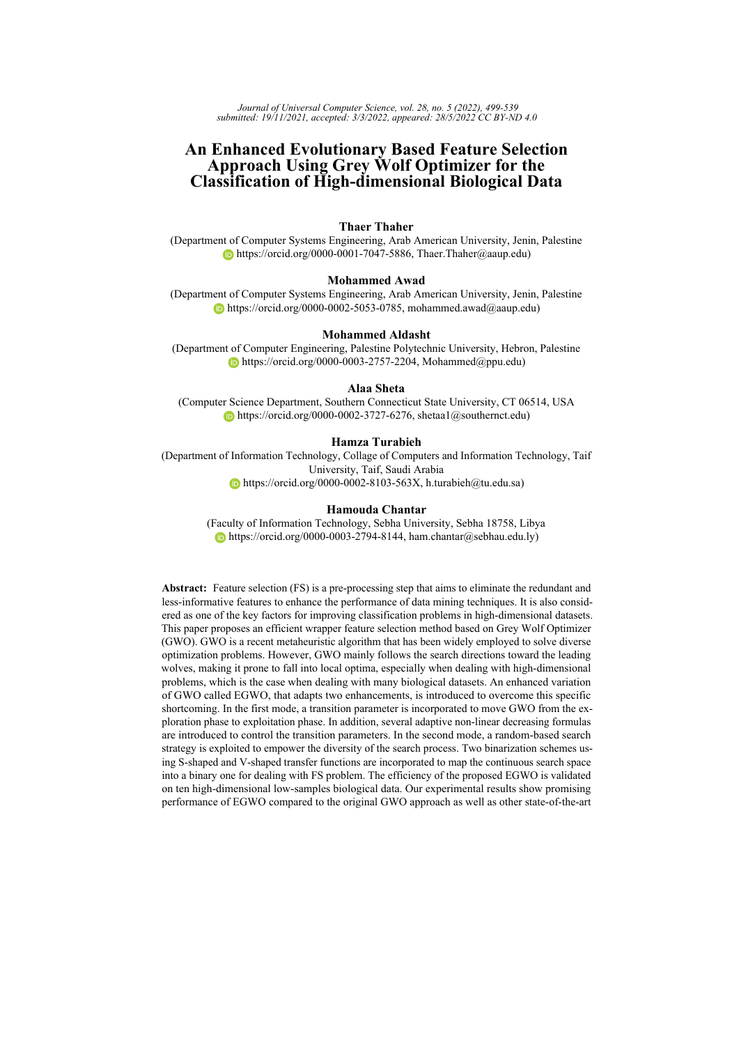# An Enhanced Evolutionary Based Feature Selection Approach Using Grey Wolf Optimizer for the Classification of High-dimensional Biological Data

**Thaer Thaher**
(Department of Computer Systems Engineering, Arab American University, Jenin, Palestine
https://orcid.org/0000-0001-7047-5886, Thaer.Thaher@aaup.edu)

**Mohammed Awad**
(Department of Computer Systems Engineering, Arab American University, Jenin, Palestine
https://orcid.org/0000-0002-5053-0785, mohammed.awad@aaup.edu)

**Mohammed Aldasht**
(Department of Computer Engineering, Palestine Polytechnic University, Hebron, Palestine
https://orcid.org/0000-0003-2757-2204, Mohammed@ppu.edu)

**Alaa Sheta**
(Computer Science Department, Southern Connecticut State University, CT 06514, USA
https://orcid.org/0000-0002-3727-6276, shetaa1@southernct.edu)

**Hamza Turabieh**
(Department of Information Technology, Collage of Computers and Information Technology, Taif University, Taif, Saudi Arabia
https://orcid.org/0000-0002-8103-563X, h.turabieh@tu.edu.sa)

**Hamouda Chantar**
(Faculty of Information Technology, Sebha University, Sebha 18758, Libya
https://orcid.org/0000-0003-2794-8144, ham.chantar@sebhau.edu.ly)

**Abstract:** Feature selection (FS) is a pre-processing step that aims to eliminate the redundant and less-informative features to enhance the performance of data mining techniques. It is also considered as one of the key factors for improving classification problems in high-dimensional datasets. This paper proposes an efficient wrapper feature selection method based on Grey Wolf Optimizer (GWO). GWO is a recent metaheuristic algorithm that has been widely employed to solve diverse optimization problems. However, GWO mainly follows the search directions toward the leading wolves, making it prone to fall into local optima, especially when dealing with high-dimensional problems, which is the case when dealing with many biological datasets. An enhanced variation of GWO called EGWO, that adapts two enhancements, is introduced to overcome this specific shortcoming. In the first mode, a transition parameter is incorporated to move GWO from the exploration phase to exploitation phase. In addition, several adaptive non-linear decreasing formulas are introduced to control the transition parameters. In the second mode, a random-based search strategy is exploited to empower the diversity of the search process. Two binarization schemes using S-shaped and V-shaped transfer functions are incorporated to map the continuous search space into a binary one for dealing with FS problem. The efficiency of the proposed EGWO is validated on ten high-dimensional low-samples biological data. Our experimental results show promising performance of EGWO compared to the original GWO approach as well as other state-of-the-art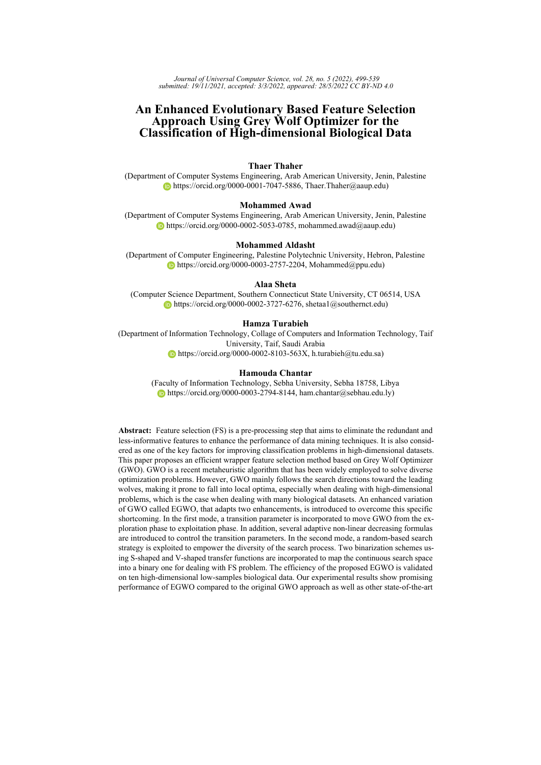# An Enhanced Evolutionary Based Feature Selection Approach Using Grey Wolf Optimizer for the Classification of High-dimensional Biological Data

**Thaer Thaher**
(Department of Computer Systems Engineering, Arab American University, Jenin, Palestine
https://orcid.org/0000-0001-7047-5886, Thaer.Thaher@aaup.edu)

**Mohammed Awad**
(Department of Computer Systems Engineering, Arab American University, Jenin, Palestine
https://orcid.org/0000-0002-5053-0785, mohammed.awad@aaup.edu)

**Mohammed Aldasht**
(Department of Computer Engineering, Palestine Polytechnic University, Hebron, Palestine
https://orcid.org/0000-0003-2757-2204, Mohammed@ppu.edu)

**Alaa Sheta**
(Computer Science Department, Southern Connecticut State University, CT 06514, USA
https://orcid.org/0000-0002-3727-6276, shetaa1@southernct.edu)

**Hamza Turabieh**
(Department of Information Technology, Collage of Computers and Information Technology, Taif University, Taif, Saudi Arabia
https://orcid.org/0000-0002-8103-563X, h.turabieh@tu.edu.sa)

**Hamouda Chantar**
(Faculty of Information Technology, Sebha University, Sebha 18758, Libya
https://orcid.org/0000-0003-2794-8144, ham.chantar@sebhau.edu.ly)

**Abstract:** Feature selection (FS) is a pre-processing step that aims to eliminate the redundant and less-informative features to enhance the performance of data mining techniques. It is also considered as one of the key factors for improving classification problems in high-dimensional datasets. This paper proposes an efficient wrapper feature selection method based on Grey Wolf Optimizer (GWO). GWO is a recent metaheuristic algorithm that has been widely employed to solve diverse optimization problems. However, GWO mainly follows the search directions toward the leading wolves, making it prone to fall into local optima, especially when dealing with high-dimensional problems, which is the case when dealing with many biological datasets. An enhanced variation of GWO called EGWO, that adapts two enhancements, is introduced to overcome this specific shortcoming. In the first mode, a transition parameter is incorporated to move GWO from the exploration phase to exploitation phase. In addition, several adaptive non-linear decreasing formulas are introduced to control the transition parameters. In the second mode, a random-based search strategy is exploited to empower the diversity of the search process. Two binarization schemes using S-shaped and V-shaped transfer functions are incorporated to map the continuous search space into a binary one for dealing with FS problem. The efficiency of the proposed EGWO is validated on ten high-dimensional low-samples biological data. Our experimental results show promising performance of EGWO compared to the original GWO approach as well as other state-of-the-art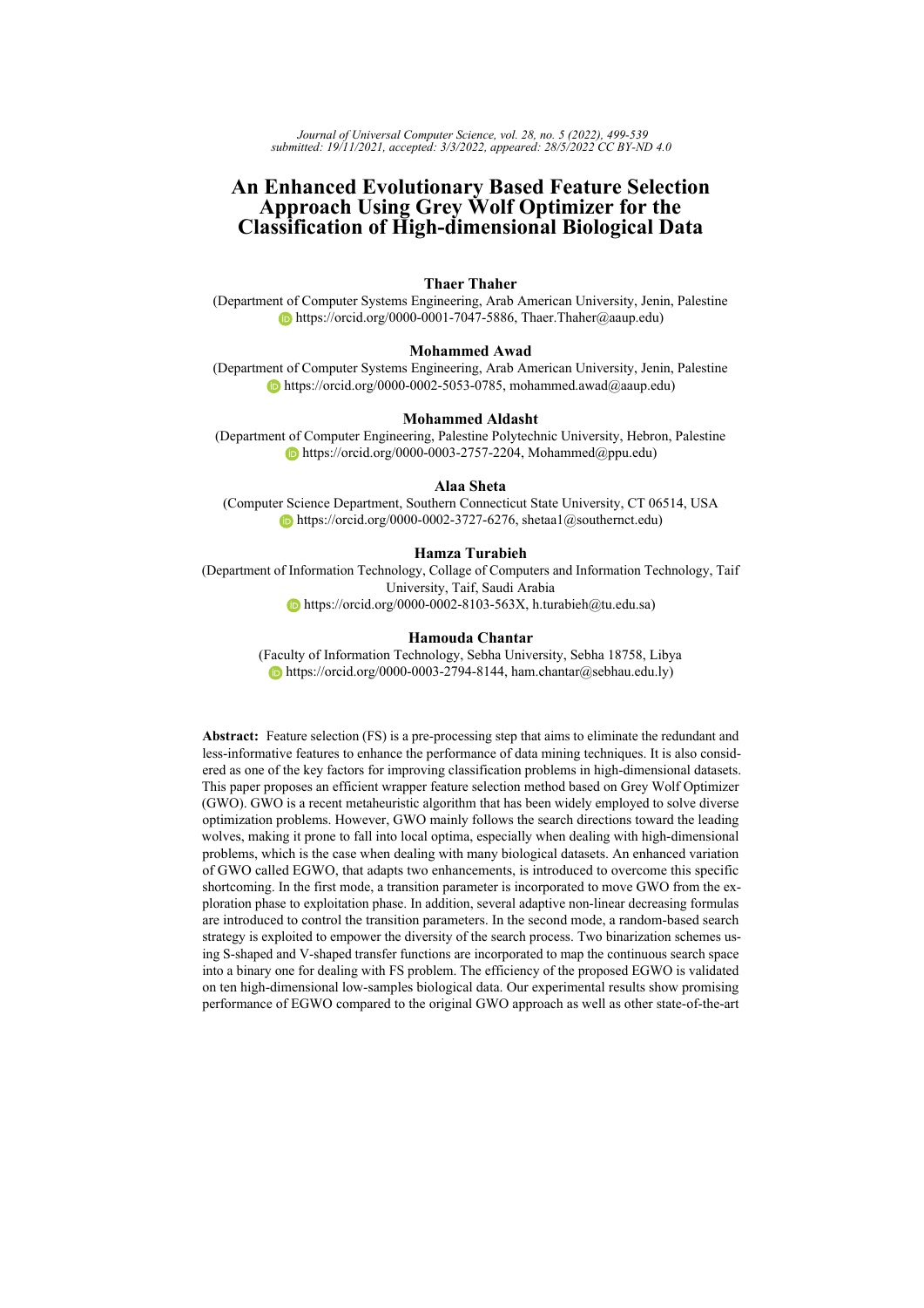# An Enhanced Evolutionary Based Feature Selection Approach Using Grey Wolf Optimizer for the Classification of High-dimensional Biological Data

**Thaer Thaher**
(Department of Computer Systems Engineering, Arab American University, Jenin, Palestine
https://orcid.org/0000-0001-7047-5886, Thaer.Thaher@aaup.edu)

**Mohammed Awad**
(Department of Computer Systems Engineering, Arab American University, Jenin, Palestine
https://orcid.org/0000-0002-5053-0785, mohammed.awad@aaup.edu)

**Mohammed Aldasht**
(Department of Computer Engineering, Palestine Polytechnic University, Hebron, Palestine
https://orcid.org/0000-0003-2757-2204, Mohammed@ppu.edu)

**Alaa Sheta**
(Computer Science Department, Southern Connecticut State University, CT 06514, USA
https://orcid.org/0000-0002-3727-6276, shetaa1@southernct.edu)

**Hamza Turabieh**
(Department of Information Technology, Collage of Computers and Information Technology, Taif University, Taif, Saudi Arabia
https://orcid.org/0000-0002-8103-563X, h.turabieh@tu.edu.sa)

**Hamouda Chantar**
(Faculty of Information Technology, Sebha University, Sebha 18758, Libya
https://orcid.org/0000-0003-2794-8144, ham.chantar@sebhau.edu.ly)

**Abstract:** Feature selection (FS) is a pre-processing step that aims to eliminate the redundant and less-informative features to enhance the performance of data mining techniques. It is also considered as one of the key factors for improving classification problems in high-dimensional datasets. This paper proposes an efficient wrapper feature selection method based on Grey Wolf Optimizer (GWO). GWO is a recent metaheuristic algorithm that has been widely employed to solve diverse optimization problems. However, GWO mainly follows the search directions toward the leading wolves, making it prone to fall into local optima, especially when dealing with high-dimensional problems, which is the case when dealing with many biological datasets. An enhanced variation of GWO called EGWO, that adapts two enhancements, is introduced to overcome this specific shortcoming. In the first mode, a transition parameter is incorporated to move GWO from the exploration phase to exploitation phase. In addition, several adaptive non-linear decreasing formulas are introduced to control the transition parameters. In the second mode, a random-based search strategy is exploited to empower the diversity of the search process. Two binarization schemes using S-shaped and V-shaped transfer functions are incorporated to map the continuous search space into a binary one for dealing with FS problem. The efficiency of the proposed EGWO is validated on ten high-dimensional low-samples biological data. Our experimental results show promising performance of EGWO compared to the original GWO approach as well as other state-of-the-art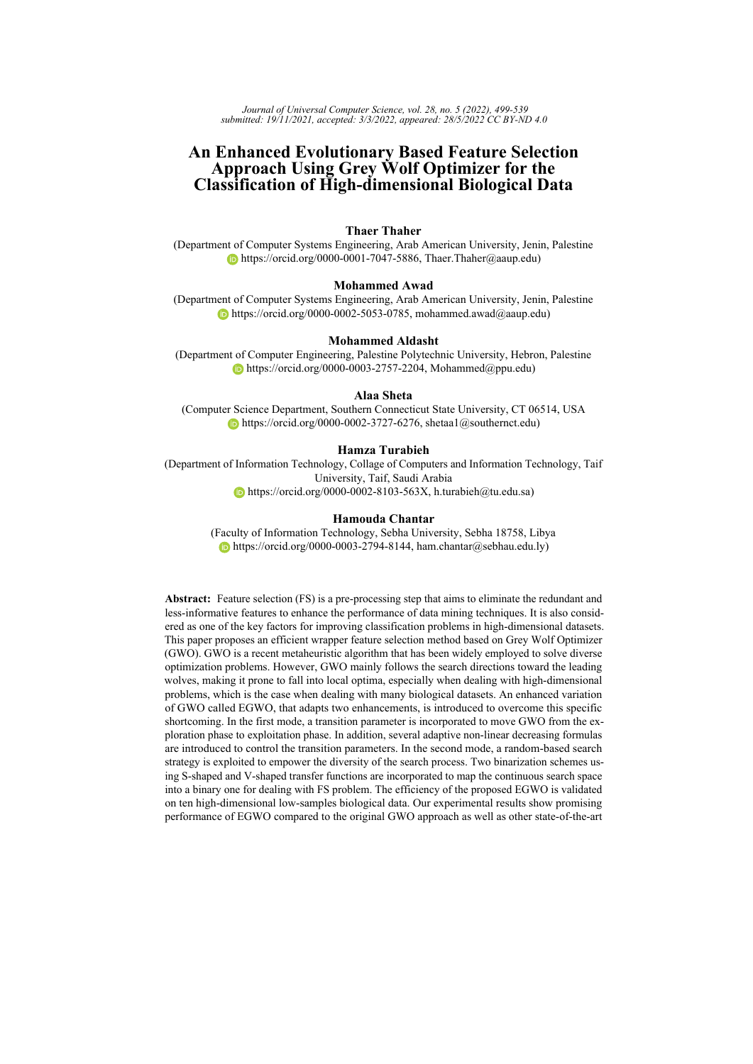**Abstract:** Feature selection (FS) is a pre-processing step that aims to eliminate the redundant and less-informative features to enhance the performance of data mining techniques. It is also considered as one of the key factors for improving classification problems in high-dimensional datasets. This paper proposes an efficient wrapper feature selection method based on Grey Wolf Optimizer (GWO). GWO is a recent metaheuristic algorithm that has been widely employed to solve diverse optimization problems. However, GWO mainly follows the search directions toward the leading wolves, making it prone to fall into local optima, especially when dealing with high-dimensional problems, which is the case when dealing with many biological datasets. An enhanced variation of GWO called EGWO, that adapts two enhancements, is introduced to overcome this specific shortcoming. In the first mode, a transition parameter is incorporated to move GWO from the exploration phase to exploitation phase. In addition, several adaptive non-linear decreasing formulas are introduced to control the transition parameters. In the second mode, a random-based search strategy is exploited to empower the diversity of the search process. Two binarization schemes using S-shaped and V-shaped transfer functions are incorporated to map the continuous search space into a binary one for dealing with FS problem. The efficiency of the proposed EGWO is validated on ten high-dimensional low-samples biological data. Our experimental results show promising performance of EGWO compared to the original GWO approach as well as other state-of-the-art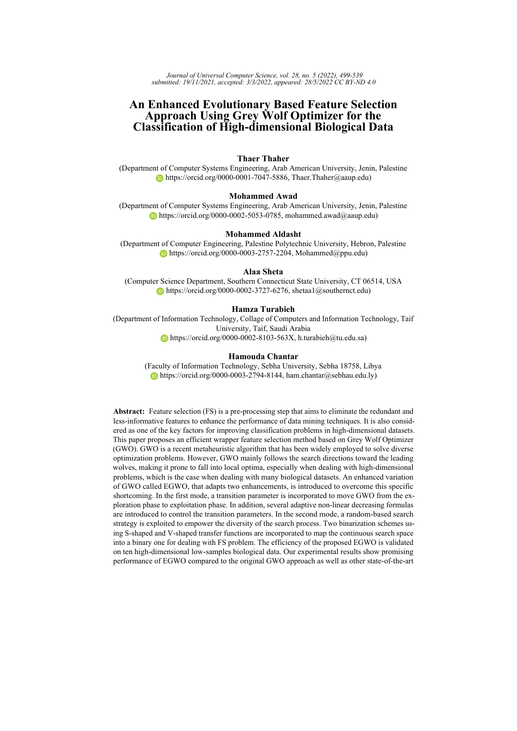# An Enhanced Evolutionary Based Feature Selection Approach Using Grey Wolf Optimizer for the Classification of High-dimensional Biological Data

**Thaer Thaher**
(Department of Computer Systems Engineering, Arab American University, Jenin, Palestine
https://orcid.org/0000-0001-7047-5886, Thaer.Thaher@aaup.edu)

**Mohammed Awad**
(Department of Computer Systems Engineering, Arab American University, Jenin, Palestine
https://orcid.org/0000-0002-5053-0785, mohammed.awad@aaup.edu)

**Mohammed Aldasht**
(Department of Computer Engineering, Palestine Polytechnic University, Hebron, Palestine
https://orcid.org/0000-0003-2757-2204, Mohammed@ppu.edu)

**Alaa Sheta**
(Computer Science Department, Southern Connecticut State University, CT 06514, USA
https://orcid.org/0000-0002-3727-6276, shetaa1@southernct.edu)

**Hamza Turabieh**
(Department of Information Technology, Collage of Computers and Information Technology, Taif University, Taif, Saudi Arabia
https://orcid.org/0000-0002-8103-563X, h.turabieh@tu.edu.sa)

**Hamouda Chantar**
(Faculty of Information Technology, Sebha University, Sebha 18758, Libya
https://orcid.org/0000-0003-2794-8144, ham.chantar@sebhau.edu.ly)

**Abstract:** Feature selection (FS) is a pre-processing step that aims to eliminate the redundant and less-informative features to enhance the performance of data mining techniques. It is also considered as one of the key factors for improving classification problems in high-dimensional datasets. This paper proposes an efficient wrapper feature selection method based on Grey Wolf Optimizer (GWO). GWO is a recent metaheuristic algorithm that has been widely employed to solve diverse optimization problems. However, GWO mainly follows the search directions toward the leading wolves, making it prone to fall into local optima, especially when dealing with high-dimensional problems, which is the case when dealing with many biological datasets. An enhanced variation of GWO called EGWO, that adapts two enhancements, is introduced to overcome this specific shortcoming. In the first mode, a transition parameter is incorporated to move GWO from the exploration phase to exploitation phase. In addition, several adaptive non-linear decreasing formulas are introduced to control the transition parameters. In the second mode, a random-based search strategy is exploited to empower the diversity of the search process. Two binarization schemes using S-shaped and V-shaped transfer functions are incorporated to map the continuous search space into a binary one for dealing with FS problem. The efficiency of the proposed EGWO is validated on ten high-dimensional low-samples biological data. Our experimental results show promising performance of EGWO compared to the original GWO approach as well as other state-of-the-art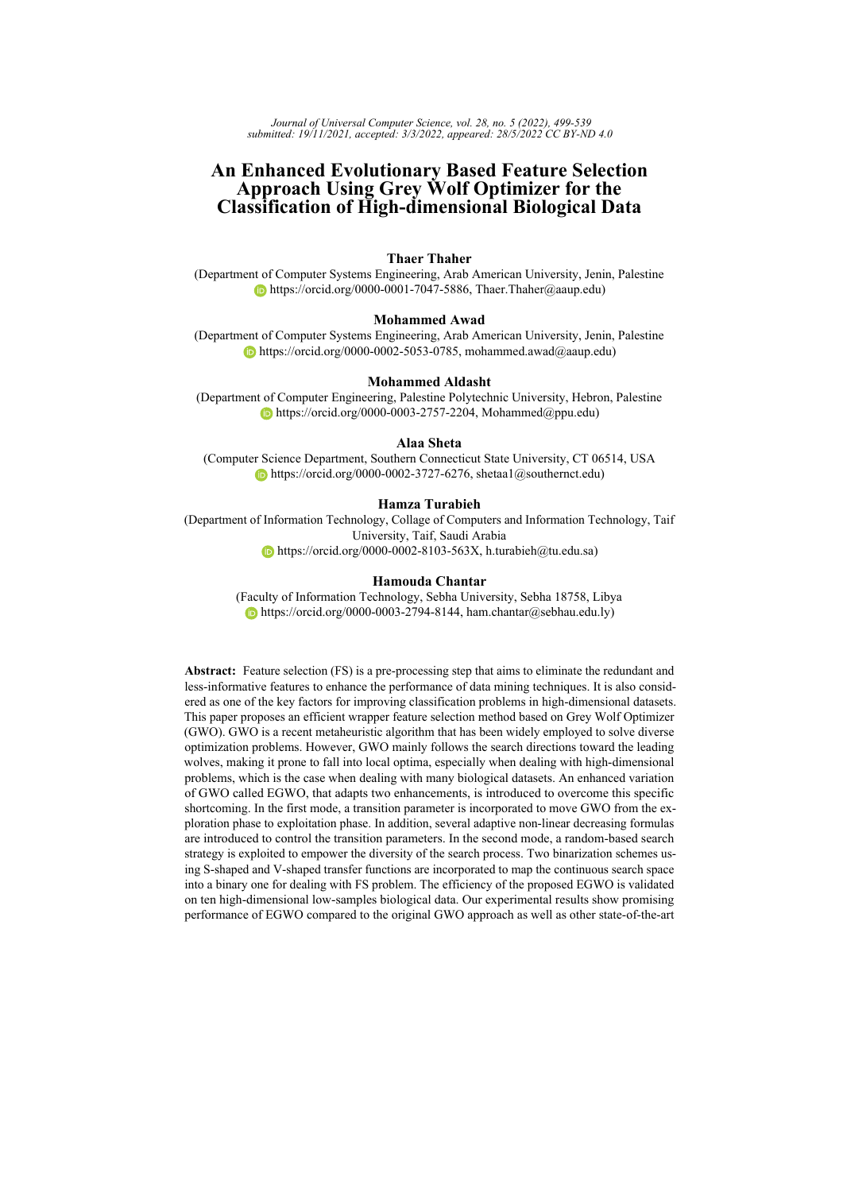Journal of Universal Computer Science, vol. 28, no. 5 (2022), 499-539
submitted: 19/11/2021, accepted: 3/3/2022, appeared: 28/5/2022 CC BY-ND 4.0

# An Enhanced Evolutionary Based Feature Selection Approach Using Grey Wolf Optimizer for the Classification of High-dimensional Biological Data

**Thaer Thaher**
(Department of Computer Systems Engineering, Arab American University, Jenin, Palestine
https://orcid.org/0000-0001-7047-5886, Thaer.Thaher@aaup.edu)

**Mohammed Awad**
(Department of Computer Systems Engineering, Arab American University, Jenin, Palestine
https://orcid.org/0000-0002-5053-0785, mohammed.awad@aaup.edu)

**Mohammed Aldasht**
(Department of Computer Engineering, Palestine Polytechnic University, Hebron, Palestine
https://orcid.org/0000-0003-2757-2204, Mohammed@ppu.edu)

**Alaa Sheta**
(Computer Science Department, Southern Connecticut State University, CT 06514, USA
https://orcid.org/0000-0002-3727-6276, shetaa1@southernct.edu)

**Hamza Turabieh**
(Department of Information Technology, Collage of Computers and Information Technology, Taif University, Taif, Saudi Arabia
https://orcid.org/0000-0002-8103-563X, h.turabieh@tu.edu.sa)

**Hamouda Chantar**
(Faculty of Information Technology, Sebha University, Sebha 18758, Libya
https://orcid.org/0000-0003-2794-8144, ham.chantar@sebhau.edu.ly)

**Abstract:** Feature selection (FS) is a pre-processing step that aims to eliminate the redundant and less-informative features to enhance the performance of data mining techniques. It is also considered as one of the key factors for improving classification problems in high-dimensional datasets. This paper proposes an efficient wrapper feature selection method based on Grey Wolf Optimizer (GWO). GWO is a recent metaheuristic algorithm that has been widely employed to solve diverse optimization problems. However, GWO mainly follows the search directions toward the leading wolves, making it prone to fall into local optima, especially when dealing with high-dimensional problems, which is the case when dealing with many biological datasets. An enhanced variation of GWO called EGWO, that adapts two enhancements, is introduced to overcome this specific shortcoming. In the first mode, a transition parameter is incorporated to move GWO from the exploration phase to exploitation phase. In addition, several adaptive non-linear decreasing formulas are introduced to control the transition parameters. In the second mode, a random-based search strategy is exploited to empower the diversity of the search process. Two binarization schemes using S-shaped and V-shaped transfer functions are incorporated to map the continuous search space into a binary one for dealing with FS problem. The efficiency of the proposed EGWO is validated on ten high-dimensional low-samples biological data. Our experimental results show promising performance of EGWO compared to the original GWO approach as well as other state-of-the-art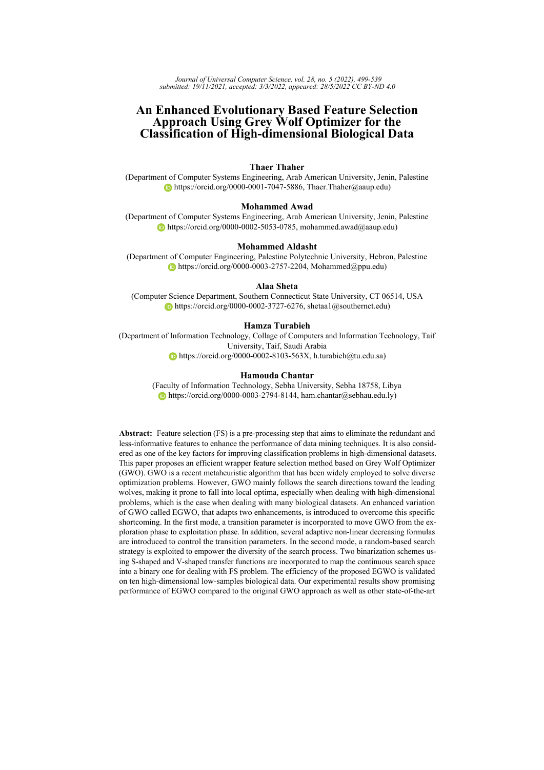# An Enhanced Evolutionary Based Feature Selection Approach Using Grey Wolf Optimizer for the Classification of High-dimensional Biological Data

**Thaer Thaher**
(Department of Computer Systems Engineering, Arab American University, Jenin, Palestine
https://orcid.org/0000-0001-7047-5886, Thaer.Thaher@aaup.edu)

**Mohammed Awad**
(Department of Computer Systems Engineering, Arab American University, Jenin, Palestine
https://orcid.org/0000-0002-5053-0785, mohammed.awad@aaup.edu)

**Mohammed Aldasht**
(Department of Computer Engineering, Palestine Polytechnic University, Hebron, Palestine
https://orcid.org/0000-0003-2757-2204, Mohammed@ppu.edu)

**Alaa Sheta**
(Computer Science Department, Southern Connecticut State University, CT 06514, USA
https://orcid.org/0000-0002-3727-6276, shetaa1@southernct.edu)

**Hamza Turabieh**
(Department of Information Technology, Collage of Computers and Information Technology, Taif University, Taif, Saudi Arabia
https://orcid.org/0000-0002-8103-563X, h.turabieh@tu.edu.sa)

**Hamouda Chantar**
(Faculty of Information Technology, Sebha University, Sebha 18758, Libya
https://orcid.org/0000-0003-2794-8144, ham.chantar@sebhau.edu.ly)

**Abstract:** Feature selection (FS) is a pre-processing step that aims to eliminate the redundant and less-informative features to enhance the performance of data mining techniques. It is also considered as one of the key factors for improving classification problems in high-dimensional datasets. This paper proposes an efficient wrapper feature selection method based on Grey Wolf Optimizer (GWO). GWO is a recent metaheuristic algorithm that has been widely employed to solve diverse optimization problems. However, GWO mainly follows the search directions toward the leading wolves, making it prone to fall into local optima, especially when dealing with high-dimensional problems, which is the case when dealing with many biological datasets. An enhanced variation of GWO called EGWO, that adapts two enhancements, is introduced to overcome this specific shortcoming. In the first mode, a transition parameter is incorporated to move GWO from the exploration phase to exploitation phase. In addition, several adaptive non-linear decreasing formulas are introduced to control the transition parameters. In the second mode, a random-based search strategy is exploited to empower the diversity of the search process. Two binarization schemes using S-shaped and V-shaped transfer functions are incorporated to map the continuous search space into a binary one for dealing with FS problem. The efficiency of the proposed EGWO is validated on ten high-dimensional low-samples biological data. Our experimental results show promising performance of EGWO compared to the original GWO approach as well as other state-of-the-art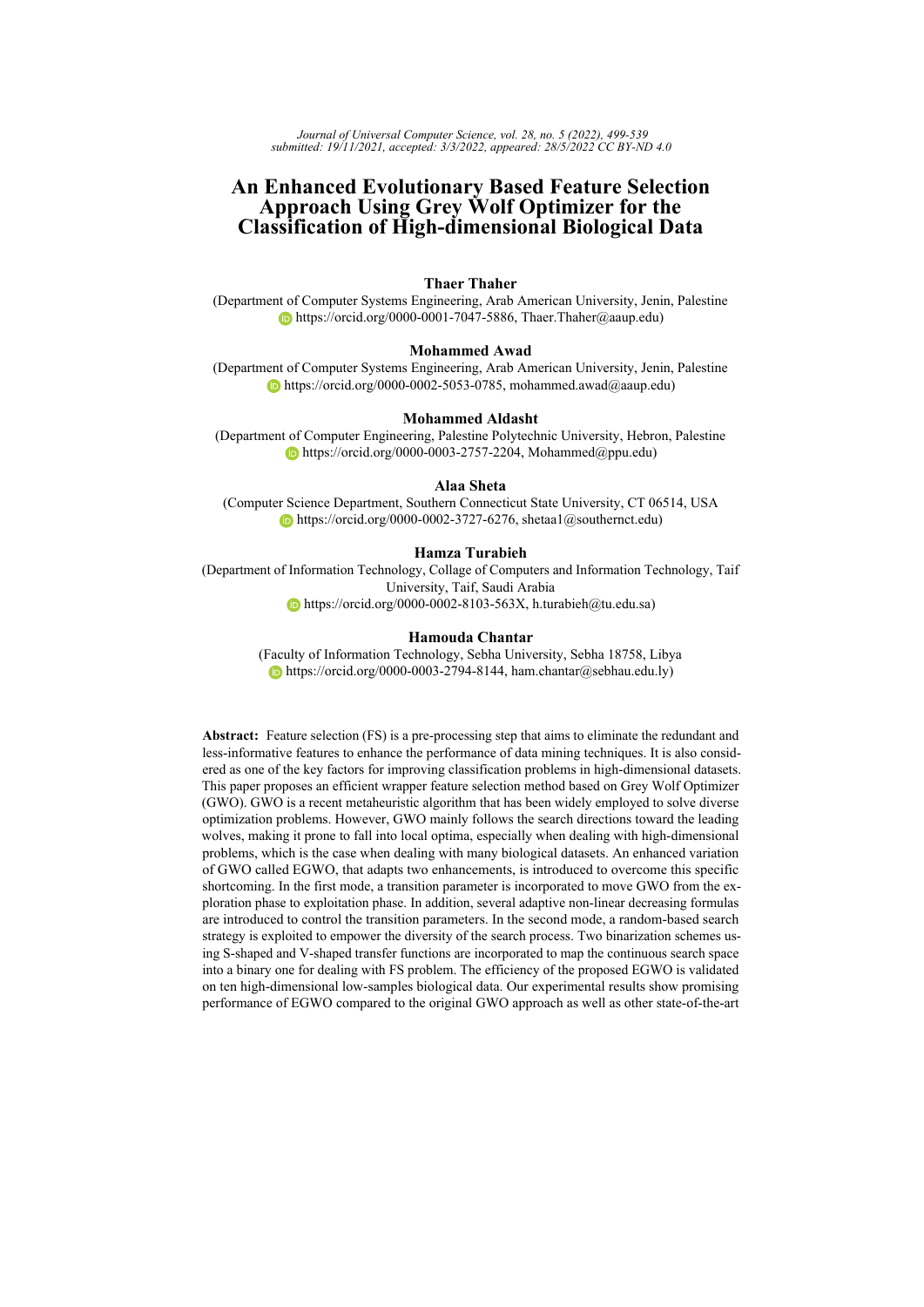# An Enhanced Evolutionary Based Feature Selection Approach Using Grey Wolf Optimizer for the Classification of High-dimensional Biological Data

**Thaer Thaher**
(Department of Computer Systems Engineering, Arab American University, Jenin, Palestine
https://orcid.org/0000-0001-7047-5886, Thaer.Thaher@aaup.edu)

**Mohammed Awad**
(Department of Computer Systems Engineering, Arab American University, Jenin, Palestine
https://orcid.org/0000-0002-5053-0785, mohammed.awad@aaup.edu)

**Mohammed Aldasht**
(Department of Computer Engineering, Palestine Polytechnic University, Hebron, Palestine
https://orcid.org/0000-0003-2757-2204, Mohammed@ppu.edu)

**Alaa Sheta**
(Computer Science Department, Southern Connecticut State University, CT 06514, USA
https://orcid.org/0000-0002-3727-6276, shetaa1@southernct.edu)

**Hamza Turabieh**
(Department of Information Technology, Collage of Computers and Information Technology, Taif University, Taif, Saudi Arabia
https://orcid.org/0000-0002-8103-563X, h.turabieh@tu.edu.sa)

**Hamouda Chantar**
(Faculty of Information Technology, Sebha University, Sebha 18758, Libya
https://orcid.org/0000-0003-2794-8144, ham.chantar@sebhau.edu.ly)

**Abstract:** Feature selection (FS) is a pre-processing step that aims to eliminate the redundant and less-informative features to enhance the performance of data mining techniques. It is also considered as one of the key factors for improving classification problems in high-dimensional datasets. This paper proposes an efficient wrapper feature selection method based on Grey Wolf Optimizer (GWO). GWO is a recent metaheuristic algorithm that has been widely employed to solve diverse optimization problems. However, GWO mainly follows the search directions toward the leading wolves, making it prone to fall into local optima, especially when dealing with high-dimensional problems, which is the case when dealing with many biological datasets. An enhanced variation of GWO called EGWO, that adapts two enhancements, is introduced to overcome this specific shortcoming. In the first mode, a transition parameter is incorporated to move GWO from the exploration phase to exploitation phase. In addition, several adaptive non-linear decreasing formulas are introduced to control the transition parameters. In the second mode, a random-based search strategy is exploited to empower the diversity of the search process. Two binarization schemes using S-shaped and V-shaped transfer functions are incorporated to map the continuous search space into a binary one for dealing with FS problem. The efficiency of the proposed EGWO is validated on ten high-dimensional low-samples biological data. Our experimental results show promising performance of EGWO compared to the original GWO approach as well as other state-of-the-art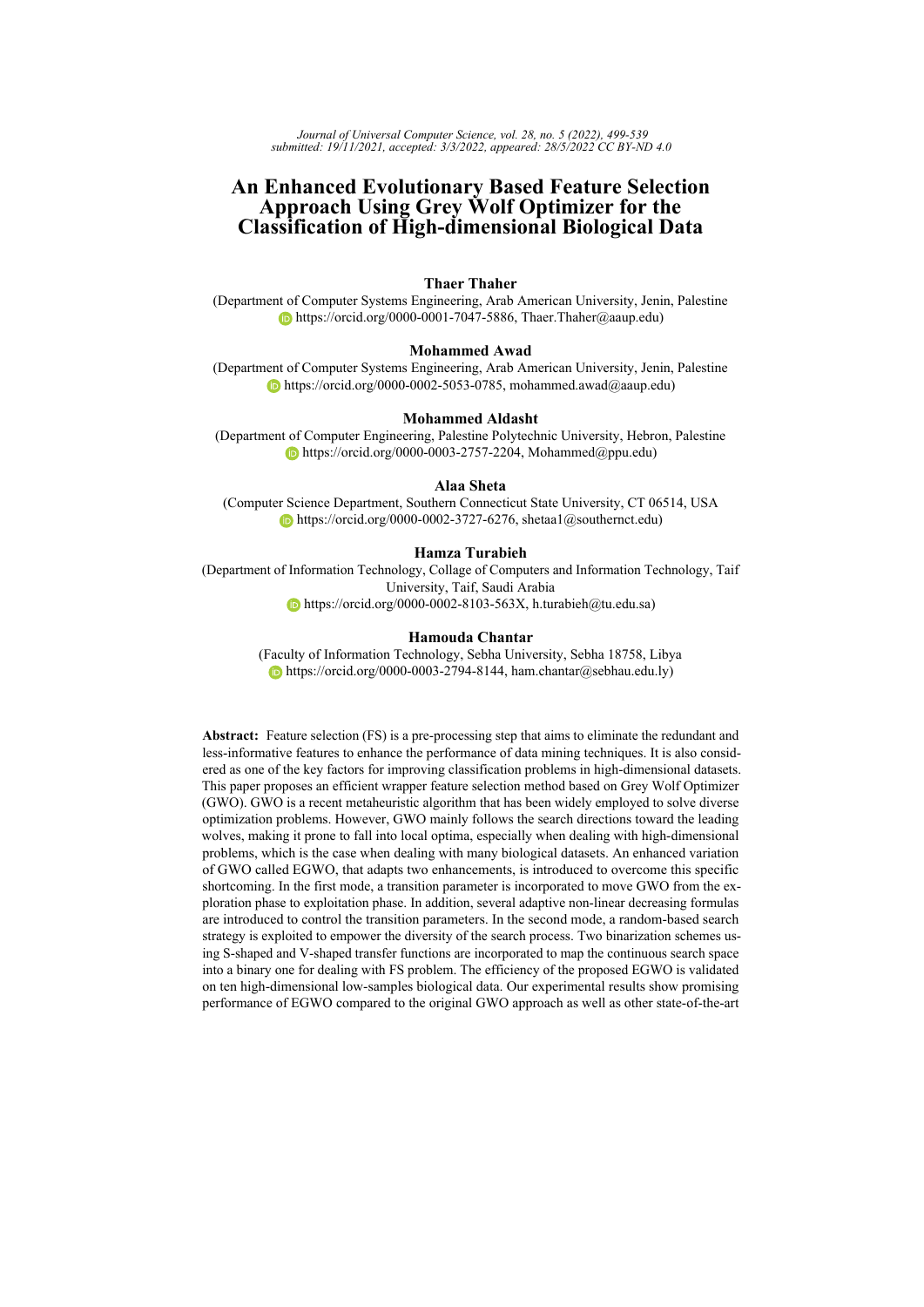# An Enhanced Evolutionary Based Feature Selection Approach Using Grey Wolf Optimizer for the Classification of High-dimensional Biological Data

**Thaer Thaher**
(Department of Computer Systems Engineering, Arab American University, Jenin, Palestine
https://orcid.org/0000-0001-7047-5886, Thaer.Thaher@aaup.edu)

**Mohammed Awad**
(Department of Computer Systems Engineering, Arab American University, Jenin, Palestine
https://orcid.org/0000-0002-5053-0785, mohammed.awad@aaup.edu)

**Mohammed Aldasht**
(Department of Computer Engineering, Palestine Polytechnic University, Hebron, Palestine
https://orcid.org/0000-0003-2757-2204, Mohammed@ppu.edu)

**Alaa Sheta**
(Computer Science Department, Southern Connecticut State University, CT 06514, USA
https://orcid.org/0000-0002-3727-6276, shetaa1@southernct.edu)

**Hamza Turabieh**
(Department of Information Technology, Collage of Computers and Information Technology, Taif University, Taif, Saudi Arabia
https://orcid.org/0000-0002-8103-563X, h.turabieh@tu.edu.sa)

**Hamouda Chantar**
(Faculty of Information Technology, Sebha University, Sebha 18758, Libya
https://orcid.org/0000-0003-2794-8144, ham.chantar@sebhau.edu.ly)

**Abstract:** Feature selection (FS) is a pre-processing step that aims to eliminate the redundant and less-informative features to enhance the performance of data mining techniques. It is also considered as one of the key factors for improving classification problems in high-dimensional datasets. This paper proposes an efficient wrapper feature selection method based on Grey Wolf Optimizer (GWO). GWO is a recent metaheuristic algorithm that has been widely employed to solve diverse optimization problems. However, GWO mainly follows the search directions toward the leading wolves, making it prone to fall into local optima, especially when dealing with high-dimensional problems, which is the case when dealing with many biological datasets. An enhanced variation of GWO called EGWO, that adapts two enhancements, is introduced to overcome this specific shortcoming. In the first mode, a transition parameter is incorporated to move GWO from the exploration phase to exploitation phase. In addition, several adaptive non-linear decreasing formulas are introduced to control the transition parameters. In the second mode, a random-based search strategy is exploited to empower the diversity of the search process. Two binarization schemes using S-shaped and V-shaped transfer functions are incorporated to map the continuous search space into a binary one for dealing with FS problem. The efficiency of the proposed EGWO is validated on ten high-dimensional low-samples biological data. Our experimental results show promising performance of EGWO compared to the original GWO approach as well as other state-of-the-art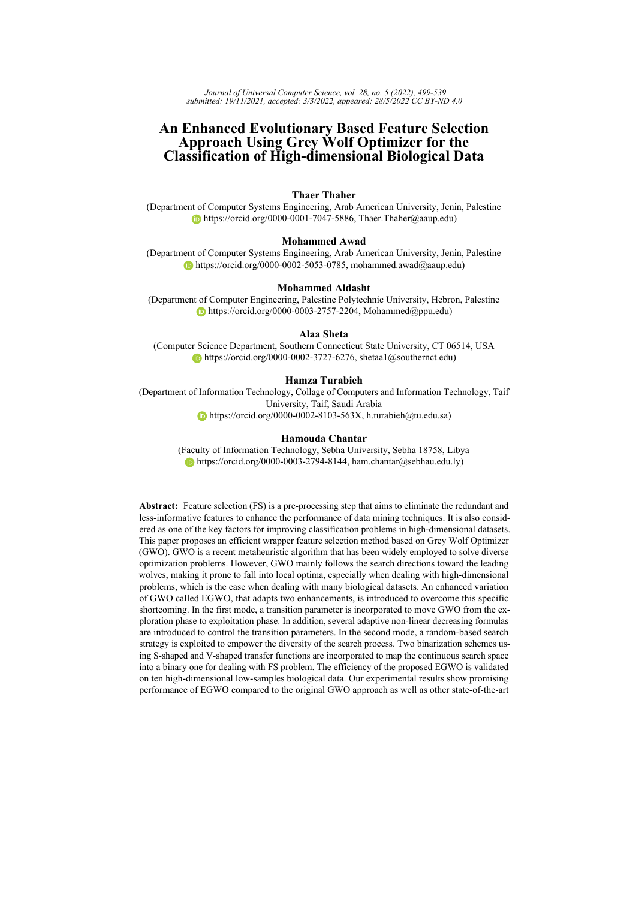# An Enhanced Evolutionary Based Feature Selection Approach Using Grey Wolf Optimizer for the Classification of High-dimensional Biological Data

**Thaer Thaher**
(Department of Computer Systems Engineering, Arab American University, Jenin, Palestine
https://orcid.org/0000-0001-7047-5886, Thaer.Thaher@aaup.edu)

**Mohammed Awad**
(Department of Computer Systems Engineering, Arab American University, Jenin, Palestine
https://orcid.org/0000-0002-5053-0785, mohammed.awad@aaup.edu)

**Mohammed Aldasht**
(Department of Computer Engineering, Palestine Polytechnic University, Hebron, Palestine
https://orcid.org/0000-0003-2757-2204, Mohammed@ppu.edu)

**Alaa Sheta**
(Computer Science Department, Southern Connecticut State University, CT 06514, USA
https://orcid.org/0000-0002-3727-6276, shetaa1@southernct.edu)

**Hamza Turabieh**
(Department of Information Technology, Collage of Computers and Information Technology, Taif University, Taif, Saudi Arabia
https://orcid.org/0000-0002-8103-563X, h.turabieh@tu.edu.sa)

**Hamouda Chantar**
(Faculty of Information Technology, Sebha University, Sebha 18758, Libya
https://orcid.org/0000-0003-2794-8144, ham.chantar@sebhau.edu.ly)

**Abstract:** Feature selection (FS) is a pre-processing step that aims to eliminate the redundant and less-informative features to enhance the performance of data mining techniques. It is also considered as one of the key factors for improving classification problems in high-dimensional datasets. This paper proposes an efficient wrapper feature selection method based on Grey Wolf Optimizer (GWO). GWO is a recent metaheuristic algorithm that has been widely employed to solve diverse optimization problems. However, GWO mainly follows the search directions toward the leading wolves, making it prone to fall into local optima, especially when dealing with high-dimensional problems, which is the case when dealing with many biological datasets. An enhanced variation of GWO called EGWO, that adapts two enhancements, is introduced to overcome this specific shortcoming. In the first mode, a transition parameter is incorporated to move GWO from the exploration phase to exploitation phase. In addition, several adaptive non-linear decreasing formulas are introduced to control the transition parameters. In the second mode, a random-based search strategy is exploited to empower the diversity of the search process. Two binarization schemes using S-shaped and V-shaped transfer functions are incorporated to map the continuous search space into a binary one for dealing with FS problem. The efficiency of the proposed EGWO is validated on ten high-dimensional low-samples biological data. Our experimental results show promising performance of EGWO compared to the original GWO approach as well as other state-of-the-art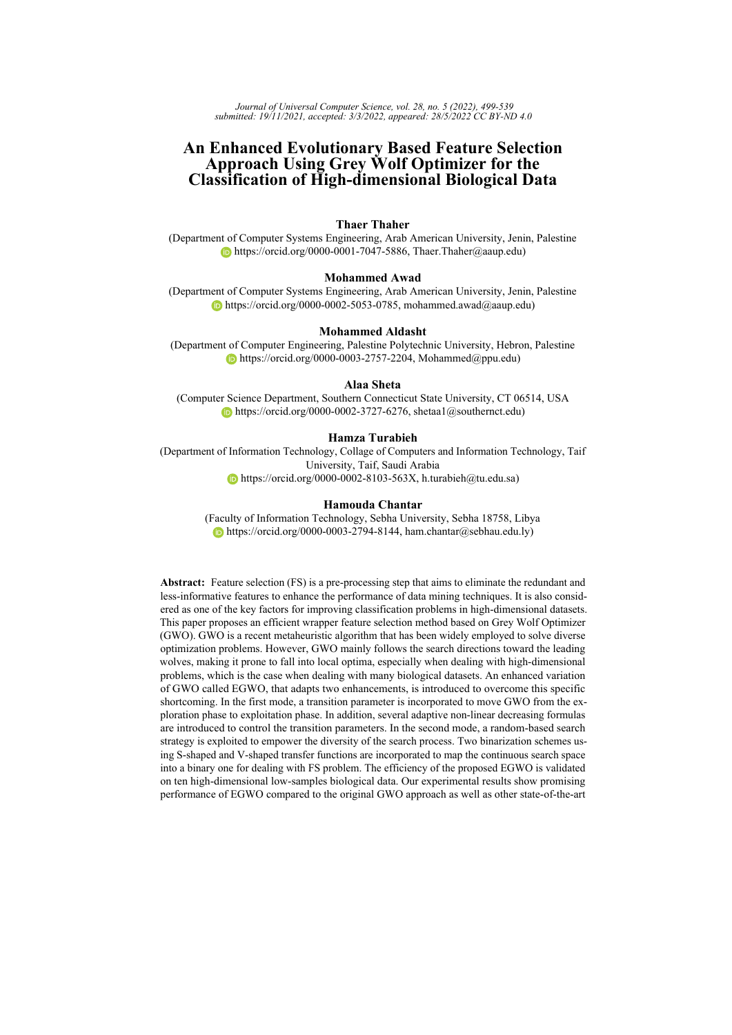# An Enhanced Evolutionary Based Feature Selection Approach Using Grey Wolf Optimizer for the Classification of High-dimensional Biological Data

**Thaer Thaher**

(Department of Computer Systems Engineering, Arab American University, Jenin, Palestine
https://orcid.org/0000-0001-7047-5886, Thaer.Thaher@aaup.edu)

**Mohammed Awad**

(Department of Computer Systems Engineering, Arab American University, Jenin, Palestine
https://orcid.org/0000-0002-5053-0785, mohammed.awad@aaup.edu)

**Mohammed Aldasht**

(Department of Computer Engineering, Palestine Polytechnic University, Hebron, Palestine
https://orcid.org/0000-0003-2757-2204, Mohammed@ppu.edu)

**Alaa Sheta**

(Computer Science Department, Southern Connecticut State University, CT 06514, USA
https://orcid.org/0000-0002-3727-6276, shetaa1@southernct.edu)

**Hamza Turabieh**

(Department of Information Technology, Collage of Computers and Information Technology, Taif University, Taif, Saudi Arabia
https://orcid.org/0000-0002-8103-563X, h.turabieh@tu.edu.sa)

**Hamouda Chantar**

(Faculty of Information Technology, Sebha University, Sebha 18758, Libya
https://orcid.org/0000-0003-2794-8144, ham.chantar@sebhau.edu.ly)

**Abstract:** Feature selection (FS) is a pre-processing step that aims to eliminate the redundant and less-informative features to enhance the performance of data mining techniques. It is also considered as one of the key factors for improving classification problems in high-dimensional datasets. This paper proposes an efficient wrapper feature selection method based on Grey Wolf Optimizer (GWO). GWO is a recent metaheuristic algorithm that has been widely employed to solve diverse optimization problems. However, GWO mainly follows the search directions toward the leading wolves, making it prone to fall into local optima, especially when dealing with high-dimensional problems, which is the case when dealing with many biological datasets. An enhanced variation of GWO called EGWO, that adapts two enhancements, is introduced to overcome this specific shortcoming. In the first mode, a transition parameter is incorporated to move GWO from the exploration phase to exploitation phase. In addition, several adaptive non-linear decreasing formulas are introduced to control the transition parameters. In the second mode, a random-based search strategy is exploited to empower the diversity of the search process. Two binarization schemes using S-shaped and V-shaped transfer functions are incorporated to map the continuous search space into a binary one for dealing with FS problem. The efficiency of the proposed EGWO is validated on ten high-dimensional low-samples biological data. Our experimental results show promising performance of EGWO compared to the original GWO approach as well as other state-of-the-art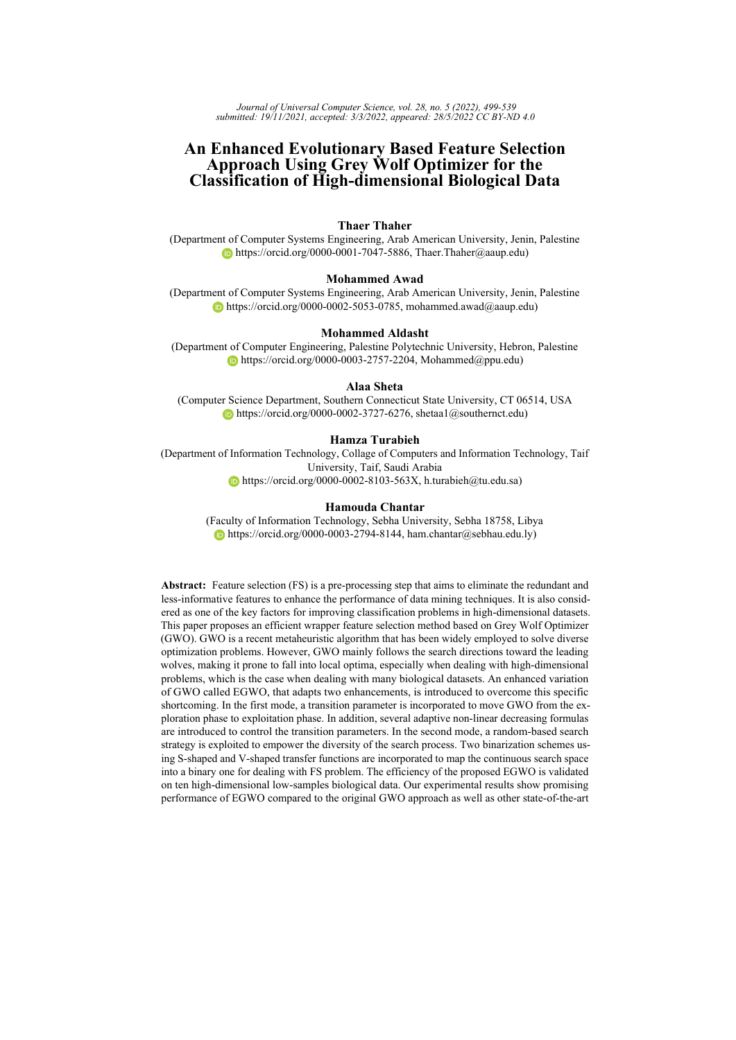Journal of Universal Computer Science, vol. 28, no. 5 (2022), 499-539
submitted: 19/11/2021, accepted: 3/3/2022, appeared: 28/5/2022 CC BY-ND 4.0

# An Enhanced Evolutionary Based Feature Selection Approach Using Grey Wolf Optimizer for the Classification of High-dimensional Biological Data

**Thaer Thaher**
(Department of Computer Systems Engineering, Arab American University, Jenin, Palestine
https://orcid.org/0000-0001-7047-5886, Thaer.Thaher@aaup.edu)

**Mohammed Awad**
(Department of Computer Systems Engineering, Arab American University, Jenin, Palestine
https://orcid.org/0000-0002-5053-0785, mohammed.awad@aaup.edu)

**Mohammed Aldasht**
(Department of Computer Engineering, Palestine Polytechnic University, Hebron, Palestine
https://orcid.org/0000-0003-2757-2204, Mohammed@ppu.edu)

**Alaa Sheta**
(Computer Science Department, Southern Connecticut State University, CT 06514, USA
https://orcid.org/0000-0002-3727-6276, shetaa1@southernct.edu)

**Hamza Turabieh**
(Department of Information Technology, Collage of Computers and Information Technology, Taif University, Taif, Saudi Arabia
https://orcid.org/0000-0002-8103-563X, h.turabieh@tu.edu.sa)

**Hamouda Chantar**
(Faculty of Information Technology, Sebha University, Sebha 18758, Libya
https://orcid.org/0000-0003-2794-8144, ham.chantar@sebhau.edu.ly)

**Abstract:** Feature selection (FS) is a pre-processing step that aims to eliminate the redundant and less-informative features to enhance the performance of data mining techniques. It is also considered as one of the key factors for improving classification problems in high-dimensional datasets. This paper proposes an efficient wrapper feature selection method based on Grey Wolf Optimizer (GWO). GWO is a recent metaheuristic algorithm that has been widely employed to solve diverse optimization problems. However, GWO mainly follows the search directions toward the leading wolves, making it prone to fall into local optima, especially when dealing with high-dimensional problems, which is the case when dealing with many biological datasets. An enhanced variation of GWO called EGWO, that adapts two enhancements, is introduced to overcome this specific shortcoming. In the first mode, a transition parameter is incorporated to move GWO from the exploration phase to exploitation phase. In addition, several adaptive non-linear decreasing formulas are introduced to control the transition parameters. In the second mode, a random-based search strategy is exploited to empower the diversity of the search process. Two binarization schemes using S-shaped and V-shaped transfer functions are incorporated to map the continuous search space into a binary one for dealing with FS problem. The efficiency of the proposed EGWO is validated on ten high-dimensional low-samples biological data. Our experimental results show promising performance of EGWO compared to the original GWO approach as well as other state-of-the-art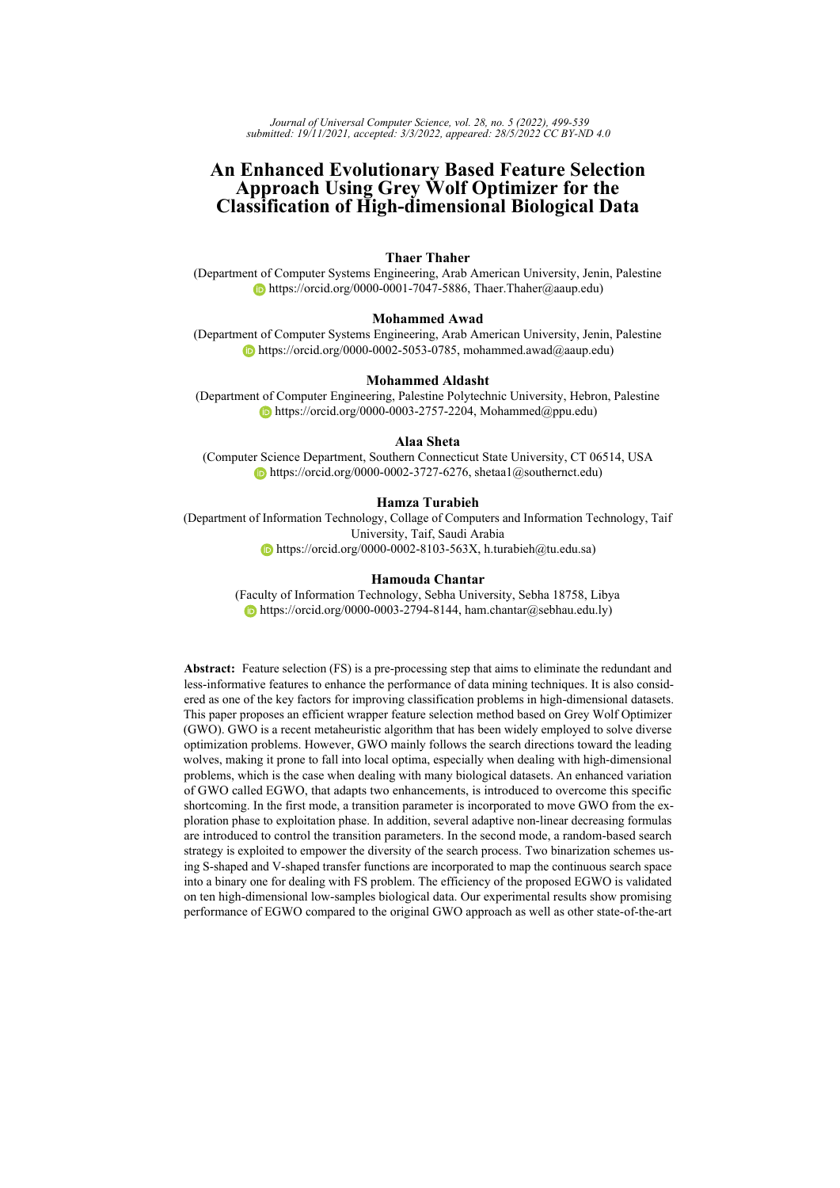# An Enhanced Evolutionary Based Feature Selection Approach Using Grey Wolf Optimizer for the Classification of High-dimensional Biological Data

**Thaer Thaher**
(Department of Computer Systems Engineering, Arab American University, Jenin, Palestine
https://orcid.org/0000-0001-7047-5886, Thaer.Thaher@aaup.edu)

**Mohammed Awad**
(Department of Computer Systems Engineering, Arab American University, Jenin, Palestine
https://orcid.org/0000-0002-5053-0785, mohammed.awad@aaup.edu)

**Mohammed Aldasht**
(Department of Computer Engineering, Palestine Polytechnic University, Hebron, Palestine
https://orcid.org/0000-0003-2757-2204, Mohammed@ppu.edu)

**Alaa Sheta**
(Computer Science Department, Southern Connecticut State University, CT 06514, USA
https://orcid.org/0000-0002-3727-6276, shetaa1@southernct.edu)

**Hamza Turabieh**
(Department of Information Technology, Collage of Computers and Information Technology, Taif University, Taif, Saudi Arabia
https://orcid.org/0000-0002-8103-563X, h.turabieh@tu.edu.sa)

**Hamouda Chantar**
(Faculty of Information Technology, Sebha University, Sebha 18758, Libya
https://orcid.org/0000-0003-2794-8144, ham.chantar@sebhau.edu.ly)

**Abstract:** Feature selection (FS) is a pre-processing step that aims to eliminate the redundant and less-informative features to enhance the performance of data mining techniques. It is also considered as one of the key factors for improving classification problems in high-dimensional datasets. This paper proposes an efficient wrapper feature selection method based on Grey Wolf Optimizer (GWO). GWO is a recent metaheuristic algorithm that has been widely employed to solve diverse optimization problems. However, GWO mainly follows the search directions toward the leading wolves, making it prone to fall into local optima, especially when dealing with high-dimensional problems, which is the case when dealing with many biological datasets. An enhanced variation of GWO called EGWO, that adapts two enhancements, is introduced to overcome this specific shortcoming. In the first mode, a transition parameter is incorporated to move GWO from the exploration phase to exploitation phase. In addition, several adaptive non-linear decreasing formulas are introduced to control the transition parameters. In the second mode, a random-based search strategy is exploited to empower the diversity of the search process. Two binarization schemes using S-shaped and V-shaped transfer functions are incorporated to map the continuous search space into a binary one for dealing with FS problem. The efficiency of the proposed EGWO is validated on ten high-dimensional low-samples biological data. Our experimental results show promising performance of EGWO compared to the original GWO approach as well as other state-of-the-art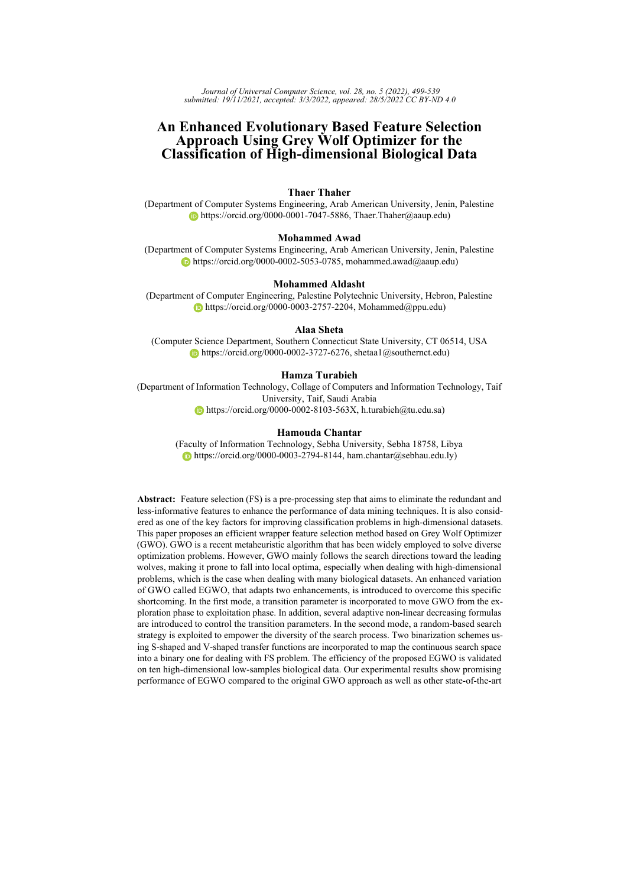# An Enhanced Evolutionary Based Feature Selection Approach Using Grey Wolf Optimizer for the Classification of High-dimensional Biological Data

**Thaer Thaher**
(Department of Computer Systems Engineering, Arab American University, Jenin, Palestine
https://orcid.org/0000-0001-7047-5886, Thaer.Thaher@aaup.edu)

**Mohammed Awad**
(Department of Computer Systems Engineering, Arab American University, Jenin, Palestine
https://orcid.org/0000-0002-5053-0785, mohammed.awad@aaup.edu)

**Mohammed Aldasht**
(Department of Computer Engineering, Palestine Polytechnic University, Hebron, Palestine
https://orcid.org/0000-0003-2757-2204, Mohammed@ppu.edu)

**Alaa Sheta**
(Computer Science Department, Southern Connecticut State University, CT 06514, USA
https://orcid.org/0000-0002-3727-6276, shetaa1@southernct.edu)

**Hamza Turabieh**
(Department of Information Technology, Collage of Computers and Information Technology, Taif University, Taif, Saudi Arabia
https://orcid.org/0000-0002-8103-563X, h.turabieh@tu.edu.sa)

**Hamouda Chantar**
(Faculty of Information Technology, Sebha University, Sebha 18758, Libya
https://orcid.org/0000-0003-2794-8144, ham.chantar@sebhau.edu.ly)

**Abstract:** Feature selection (FS) is a pre-processing step that aims to eliminate the redundant and less-informative features to enhance the performance of data mining techniques. It is also considered as one of the key factors for improving classification problems in high-dimensional datasets. This paper proposes an efficient wrapper feature selection method based on Grey Wolf Optimizer (GWO). GWO is a recent metaheuristic algorithm that has been widely employed to solve diverse optimization problems. However, GWO mainly follows the search directions toward the leading wolves, making it prone to fall into local optima, especially when dealing with high-dimensional problems, which is the case when dealing with many biological datasets. An enhanced variation of GWO called EGWO, that adapts two enhancements, is introduced to overcome this specific shortcoming. In the first mode, a transition parameter is incorporated to move GWO from the exploration phase to exploitation phase. In addition, several adaptive non-linear decreasing formulas are introduced to control the transition parameters. In the second mode, a random-based search strategy is exploited to empower the diversity of the search process. Two binarization schemes using S-shaped and V-shaped transfer functions are incorporated to map the continuous search space into a binary one for dealing with FS problem. The efficiency of the proposed EGWO is validated on ten high-dimensional low-samples biological data. Our experimental results show promising performance of EGWO compared to the original GWO approach as well as other state-of-the-art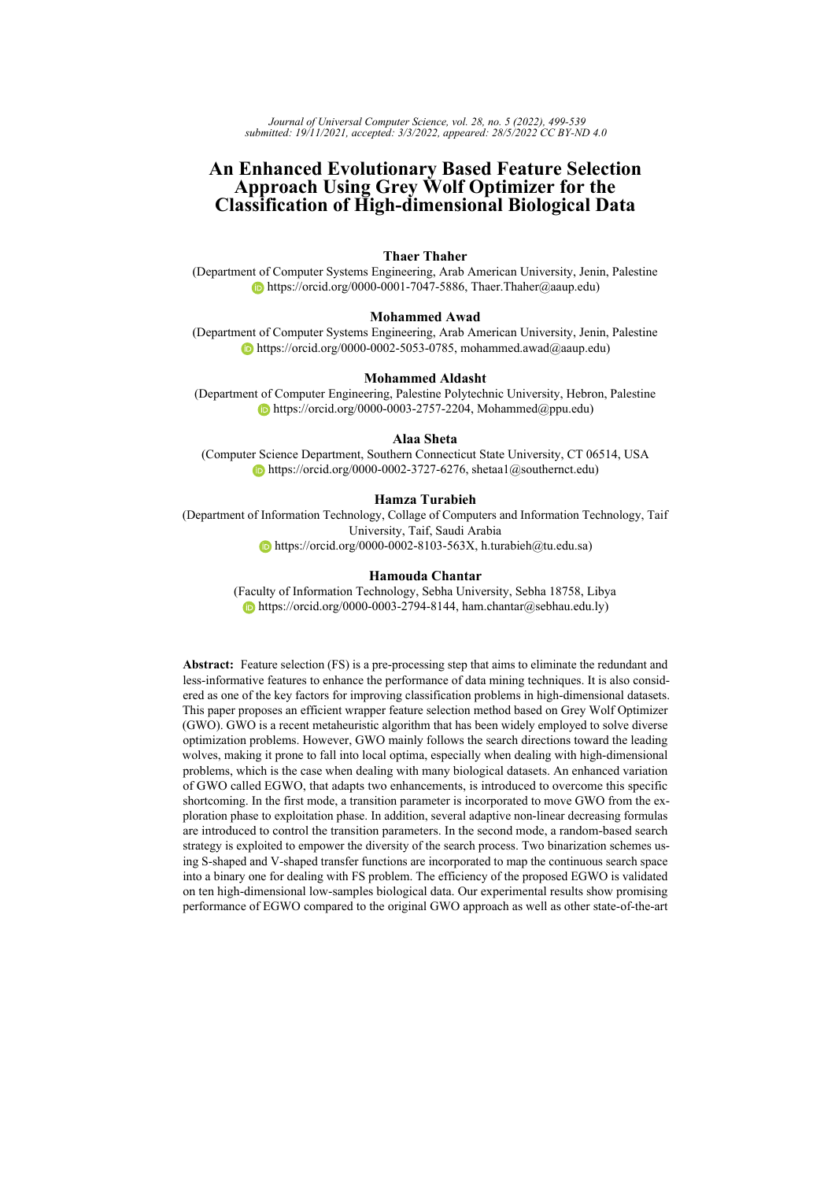# An Enhanced Evolutionary Based Feature Selection Approach Using Grey Wolf Optimizer for the Classification of High-dimensional Biological Data

**Thaer Thaher**
(Department of Computer Systems Engineering, Arab American University, Jenin, Palestine
https://orcid.org/0000-0001-7047-5886, Thaer.Thaher@aaup.edu)

**Mohammed Awad**
(Department of Computer Systems Engineering, Arab American University, Jenin, Palestine
https://orcid.org/0000-0002-5053-0785, mohammed.awad@aaup.edu)

**Mohammed Aldasht**
(Department of Computer Engineering, Palestine Polytechnic University, Hebron, Palestine
https://orcid.org/0000-0003-2757-2204, Mohammed@ppu.edu)

**Alaa Sheta**
(Computer Science Department, Southern Connecticut State University, CT 06514, USA
https://orcid.org/0000-0002-3727-6276, shetaa1@southernct.edu)

**Hamza Turabieh**
(Department of Information Technology, Collage of Computers and Information Technology, Taif University, Taif, Saudi Arabia
https://orcid.org/0000-0002-8103-563X, h.turabieh@tu.edu.sa)

**Hamouda Chantar**
(Faculty of Information Technology, Sebha University, Sebha 18758, Libya
https://orcid.org/0000-0003-2794-8144, ham.chantar@sebhau.edu.ly)

**Abstract:** Feature selection (FS) is a pre-processing step that aims to eliminate the redundant and less-informative features to enhance the performance of data mining techniques. It is also considered as one of the key factors for improving classification problems in high-dimensional datasets. This paper proposes an efficient wrapper feature selection method based on Grey Wolf Optimizer (GWO). GWO is a recent metaheuristic algorithm that has been widely employed to solve diverse optimization problems. However, GWO mainly follows the search directions toward the leading wolves, making it prone to fall into local optima, especially when dealing with high-dimensional problems, which is the case when dealing with many biological datasets. An enhanced variation of GWO called EGWO, that adapts two enhancements, is introduced to overcome this specific shortcoming. In the first mode, a transition parameter is incorporated to move GWO from the exploration phase to exploitation phase. In addition, several adaptive non-linear decreasing formulas are introduced to control the transition parameters. In the second mode, a random-based search strategy is exploited to empower the diversity of the search process. Two binarization schemes using S-shaped and V-shaped transfer functions are incorporated to map the continuous search space into a binary one for dealing with FS problem. The efficiency of the proposed EGWO is validated on ten high-dimensional low-samples biological data. Our experimental results show promising performance of EGWO compared to the original GWO approach as well as other state-of-the-art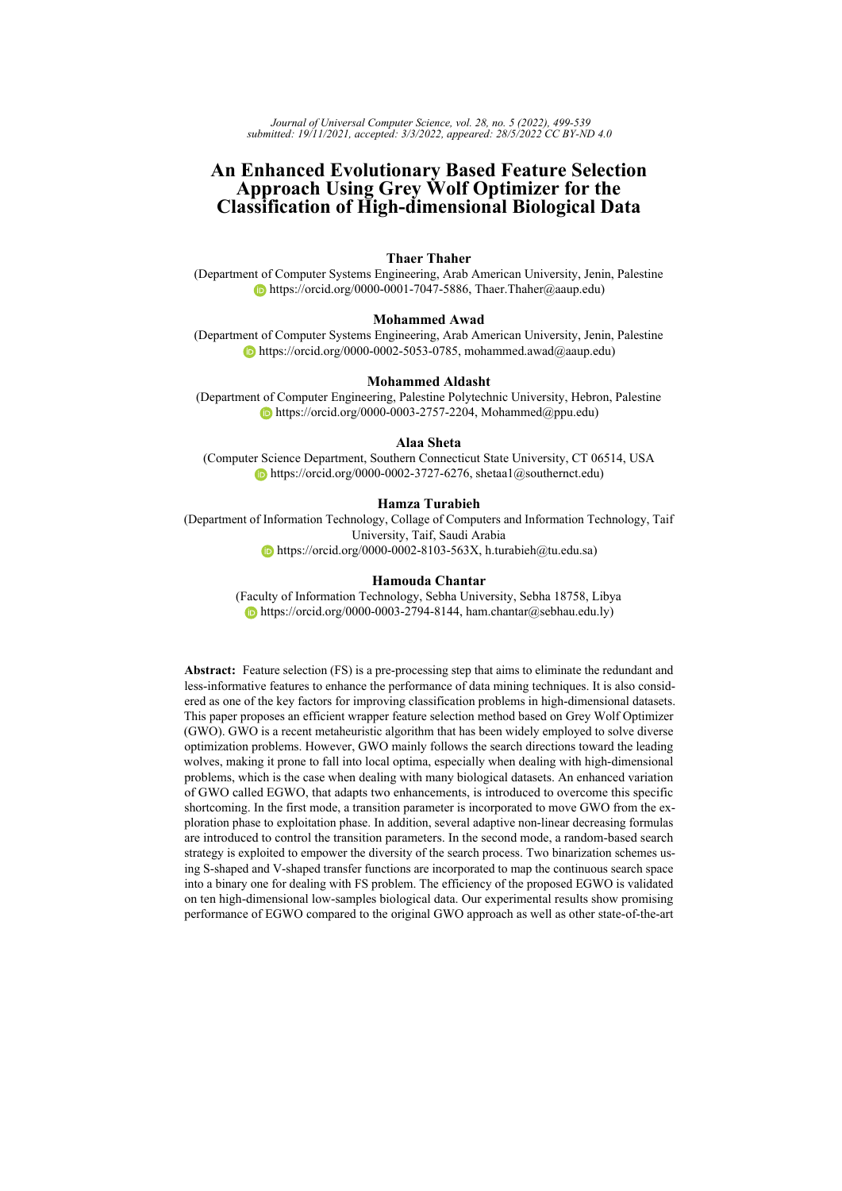# An Enhanced Evolutionary Based Feature Selection Approach Using Grey Wolf Optimizer for the Classification of High-dimensional Biological Data

**Thaer Thaher**

(Department of Computer Systems Engineering, Arab American University, Jenin, Palestine
https://orcid.org/0000-0001-7047-5886, Thaer.Thaher@aaup.edu)

**Mohammed Awad**

(Department of Computer Systems Engineering, Arab American University, Jenin, Palestine
https://orcid.org/0000-0002-5053-0785, mohammed.awad@aaup.edu)

**Mohammed Aldasht**

(Department of Computer Engineering, Palestine Polytechnic University, Hebron, Palestine
https://orcid.org/0000-0003-2757-2204, Mohammed@ppu.edu)

**Alaa Sheta**

(Computer Science Department, Southern Connecticut State University, CT 06514, USA
https://orcid.org/0000-0002-3727-6276, shetaa1@southernct.edu)

**Hamza Turabieh**

(Department of Information Technology, Collage of Computers and Information Technology, Taif University, Taif, Saudi Arabia
https://orcid.org/0000-0002-8103-563X, h.turabieh@tu.edu.sa)

**Hamouda Chantar**

(Faculty of Information Technology, Sebha University, Sebha 18758, Libya
https://orcid.org/0000-0003-2794-8144, ham.chantar@sebhau.edu.ly)

**Abstract:** Feature selection (FS) is a pre-processing step that aims to eliminate the redundant and less-informative features to enhance the performance of data mining techniques. It is also considered as one of the key factors for improving classification problems in high-dimensional datasets. This paper proposes an efficient wrapper feature selection method based on Grey Wolf Optimizer (GWO). GWO is a recent metaheuristic algorithm that has been widely employed to solve diverse optimization problems. However, GWO mainly follows the search directions toward the leading wolves, making it prone to fall into local optima, especially when dealing with high-dimensional problems, which is the case when dealing with many biological datasets. An enhanced variation of GWO called EGWO, that adapts two enhancements, is introduced to overcome this specific shortcoming. In the first mode, a transition parameter is incorporated to move GWO from the exploration phase to exploitation phase. In addition, several adaptive non-linear decreasing formulas are introduced to control the transition parameters. In the second mode, a random-based search strategy is exploited to empower the diversity of the search process. Two binarization schemes using S-shaped and V-shaped transfer functions are incorporated to map the continuous search space into a binary one for dealing with FS problem. The efficiency of the proposed EGWO is validated on ten high-dimensional low-samples biological data. Our experimental results show promising performance of EGWO compared to the original GWO approach as well as other state-of-the-art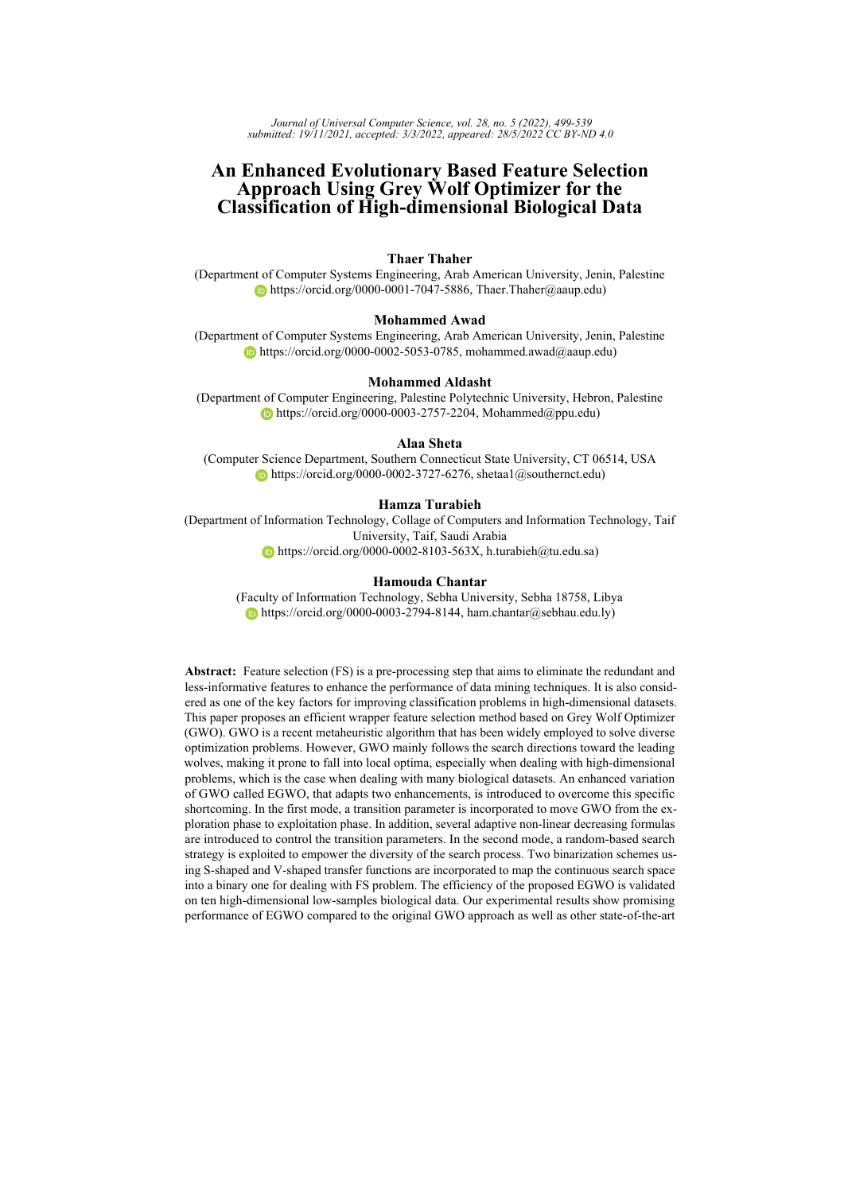# An Enhanced Evolutionary Based Feature Selection Approach Using Grey Wolf Optimizer for the Classification of High-dimensional Biological Data

**Thaer Thaher**
(Department of Computer Systems Engineering, Arab American University, Jenin, Palestine
https://orcid.org/0000-0001-7047-5886, Thaer.Thaher@aaup.edu)

**Mohammed Awad**
(Department of Computer Systems Engineering, Arab American University, Jenin, Palestine
https://orcid.org/0000-0002-5053-0785, mohammed.awad@aaup.edu)

**Mohammed Aldasht**
(Department of Computer Engineering, Palestine Polytechnic University, Hebron, Palestine
https://orcid.org/0000-0003-2757-2204, Mohammed@ppu.edu)

**Alaa Sheta**
(Computer Science Department, Southern Connecticut State University, CT 06514, USA
https://orcid.org/0000-0002-3727-6276, shetaa1@southernct.edu)

**Hamza Turabieh**
(Department of Information Technology, Collage of Computers and Information Technology, Taif University, Taif, Saudi Arabia
https://orcid.org/0000-0002-8103-563X, h.turabieh@tu.edu.sa)

**Hamouda Chantar**
(Faculty of Information Technology, Sebha University, Sebha 18758, Libya
https://orcid.org/0000-0003-2794-8144, ham.chantar@sebhau.edu.ly)

**Abstract:** Feature selection (FS) is a pre-processing step that aims to eliminate the redundant and less-informative features to enhance the performance of data mining techniques. It is also considered as one of the key factors for improving classification problems in high-dimensional datasets. This paper proposes an efficient wrapper feature selection method based on Grey Wolf Optimizer (GWO). GWO is a recent metaheuristic algorithm that has been widely employed to solve diverse optimization problems. However, GWO mainly follows the search directions toward the leading wolves, making it prone to fall into local optima, especially when dealing with high-dimensional problems, which is the case when dealing with many biological datasets. An enhanced variation of GWO called EGWO, that adapts two enhancements, is introduced to overcome this specific shortcoming. In the first mode, a transition parameter is incorporated to move GWO from the exploration phase to exploitation phase. In addition, several adaptive non-linear decreasing formulas are introduced to control the transition parameters. In the second mode, a random-based search strategy is exploited to empower the diversity of the search process. Two binarization schemes using S-shaped and V-shaped transfer functions are incorporated to map the continuous search space into a binary one for dealing with FS problem. The efficiency of the proposed EGWO is validated on ten high-dimensional low-samples biological data. Our experimental results show promising performance of EGWO compared to the original GWO approach as well as other state-of-the-art